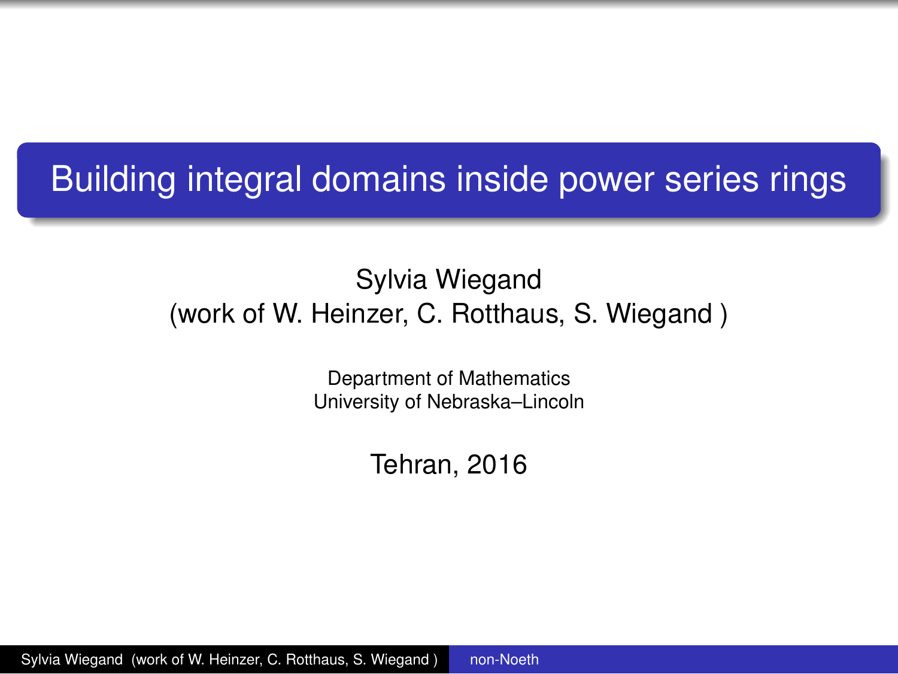# Building integral domains inside power series rings

Sylvia Wiegand
(work of W. Heinzer, C. Rotthaus, S. Wiegand )

Department of Mathematics
University of Nebraska–Lincoln

Tehran, 2016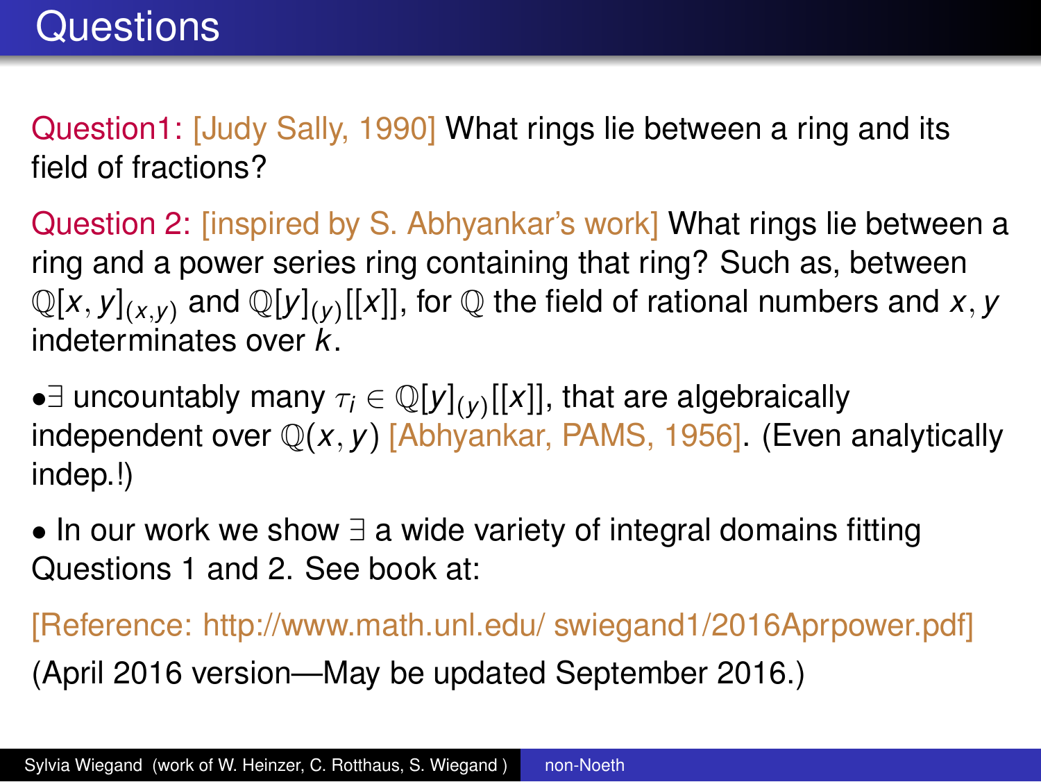# Questions

Question1: [Judy Sally, 1990] What rings lie between a ring and its field of fractions?

Question 2: [inspired by S. Abhyankar's work] What rings lie between a ring and a power series ring containing that ring? Such as, between $\mathbb{Q}[x,y]_{(x,y)}$ and $\mathbb{Q}[y]_{(y)}[[x]]$, for $\mathbb{Q}$ the field of rational numbers and $x, y$ indeterminates over $k$.

- $\exists$ uncountably many $\tau_i \in \mathbb{Q}[y]_{(y)}[[x]]$, that are algebraically independent over $\mathbb{Q}(x,y)$ [Abhyankar, PAMS, 1956]. (Even analytically indep.!)

- In our work we show $\exists$ a wide variety of integral domains fitting Questions 1 and 2. See book at:

[Reference: http://www.math.unl.edu/ swiegand1/2016Aprpower.pdf]

(April 2016 version—May be updated September 2016.)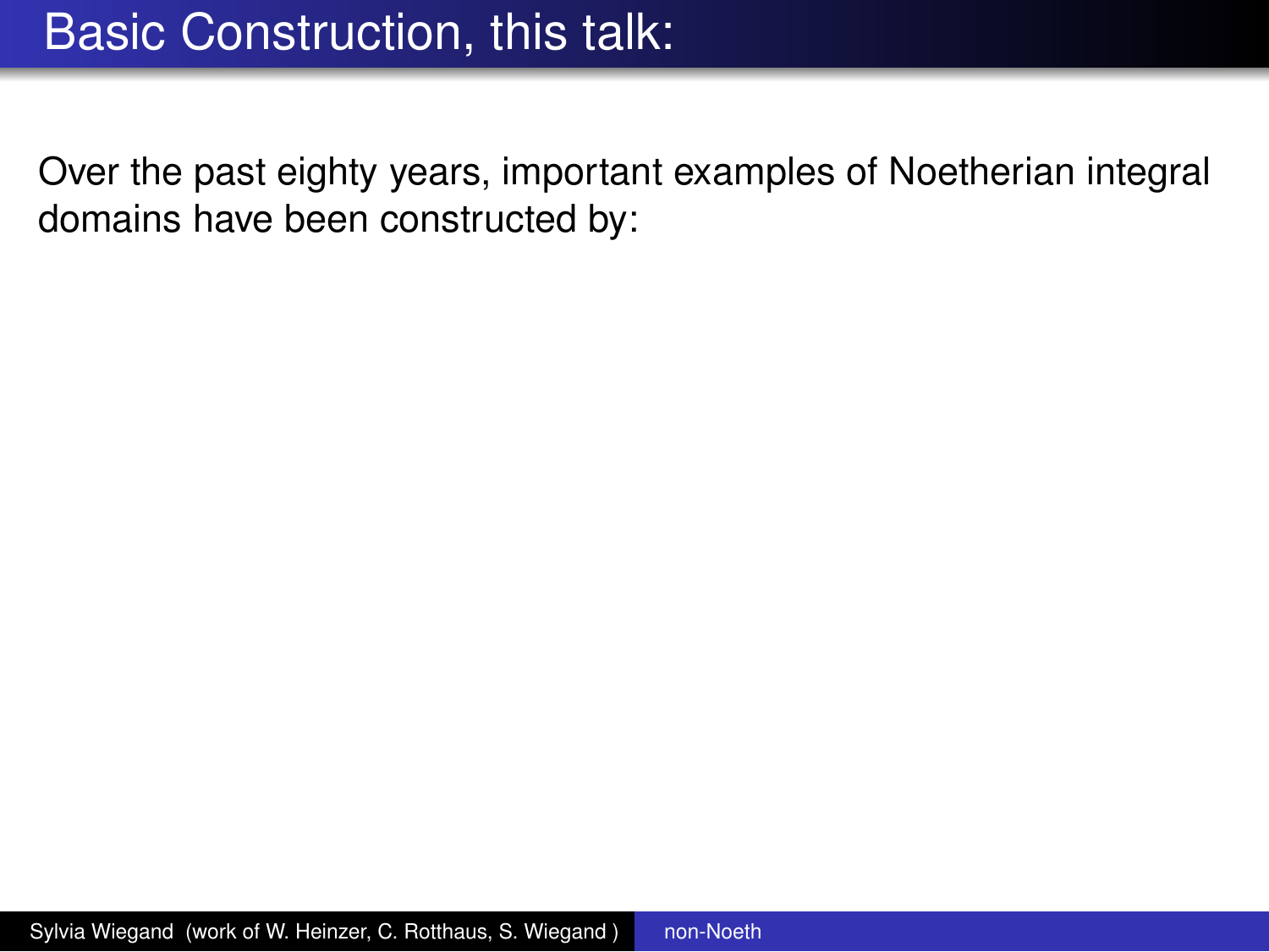# Basic Construction, this talk:

Over the past eighty years, important examples of Noetherian integral domains have been constructed by: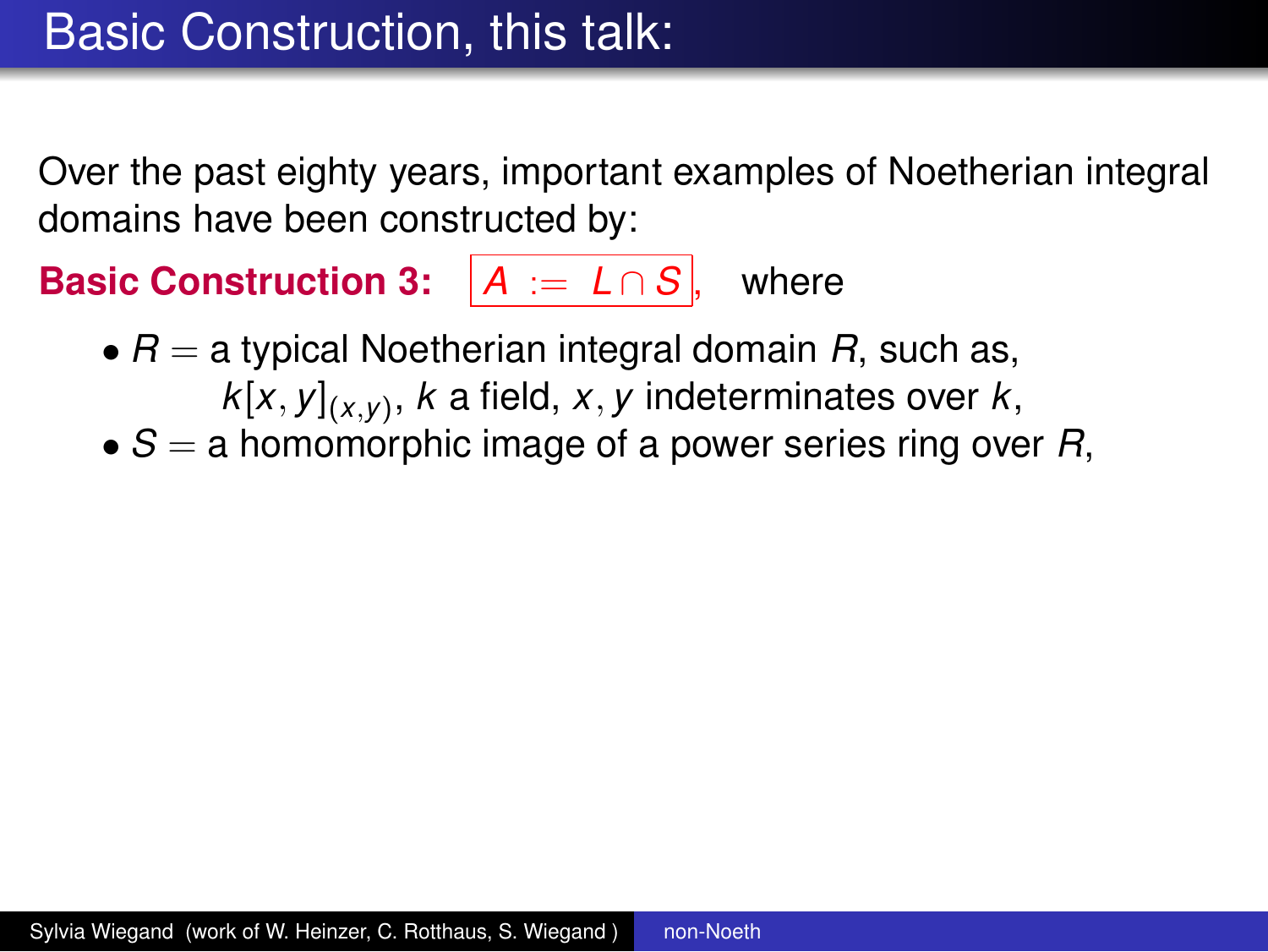# Basic Construction, this talk:

Over the past eighty years, important examples of Noetherian integral domains have been constructed by:

**Basic Construction 3:** $\boxed{A := L \cap S}$, where

- $R =$ a typical Noetherian integral domain $R$, such as, $k[x, y]_{(x,y)}$, $k$ a field, $x, y$ indeterminates over $k$,
- $S =$ a homomorphic image of a power series ring over $R$,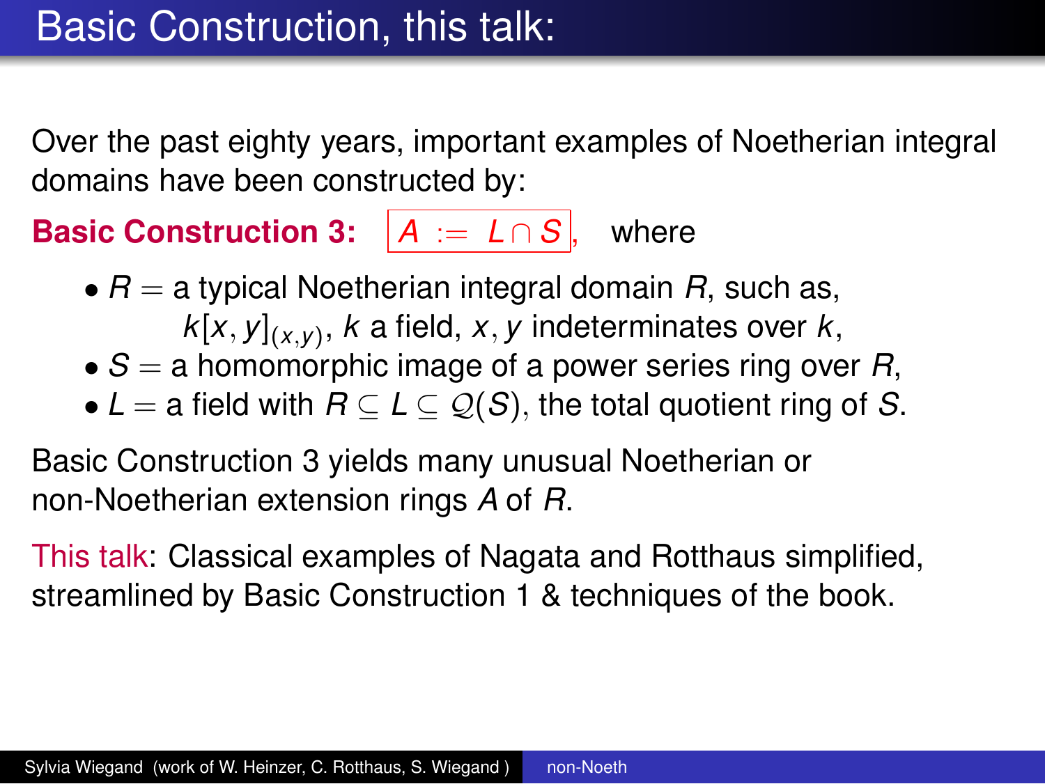# Basic Construction, this talk:

Over the past eighty years, important examples of Noetherian integral domains have been constructed by:

**Basic Construction 3:** $\boxed{A := L \cap S}$, where

- $R =$ a typical Noetherian integral domain $R$, such as, $k[x, y]_{(x,y)}$, $k$ a field, $x, y$ indeterminates over $k$,
- $S =$ a homomorphic image of a power series ring over $R$,
- $L =$ a field with $R \subseteq L \subseteq \mathcal{Q}(S)$, the total quotient ring of $S$.

Basic Construction 3 yields many unusual Noetherian or non-Noetherian extension rings $A$ of $R$.

This talk: Classical examples of Nagata and Rotthaus simplified, streamlined by Basic Construction 1 & techniques of the book.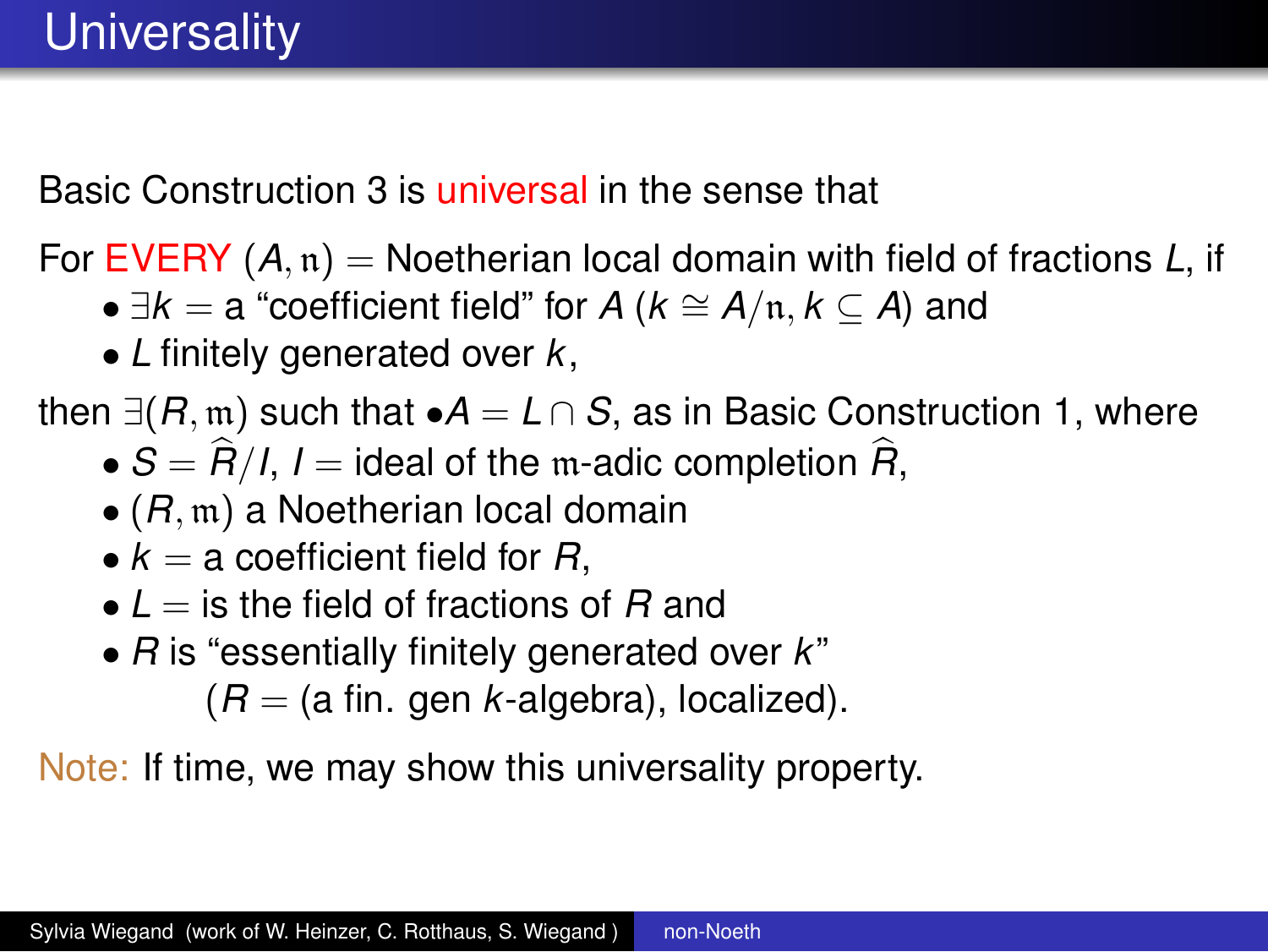# Universality

Basic Construction 3 is universal in the sense that

For EVERY $(A, \mathfrak{n})$ = Noetherian local domain with field of fractions $L$, if

- $\exists k$ = a "coefficient field" for $A$ ($k \cong A/\mathfrak{n}, k \subseteq A$) and
- $L$ finitely generated over $k$,

then $\exists (R, \mathfrak{m})$ such that • $A = L \cap S$, as in Basic Construction 1, where

- $S = \widehat{R}/I$, $I$ = ideal of the $\mathfrak{m}$-adic completion $\widehat{R}$,
- $(R, \mathfrak{m})$ a Noetherian local domain
- $k$ = a coefficient field for $R$,
- $L$ = is the field of fractions of $R$ and
- $R$ is "essentially finitely generated over $k$"
  ($R$ = (a fin. gen $k$-algebra), localized).

Note: If time, we may show this universality property.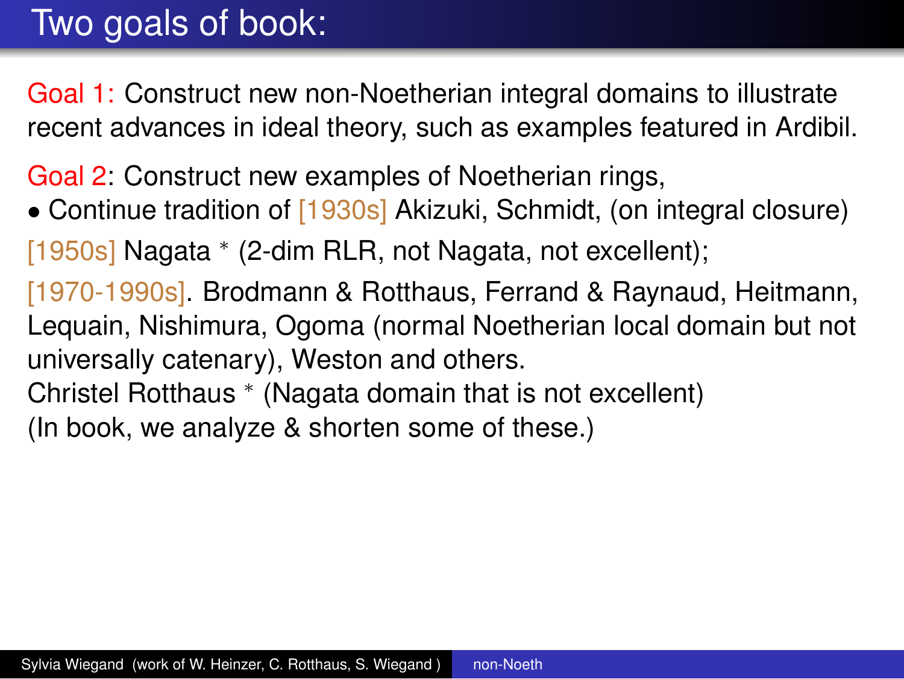# Two goals of book:

Goal 1: Construct new non-Noetherian integral domains to illustrate recent advances in ideal theory, such as examples featured in Ardibil.

Goal 2: Construct new examples of Noetherian rings,

- Continue tradition of [1930s] Akizuki, Schmidt, (on integral closure)

[1950s] Nagata $^*$ (2-dim RLR, not Nagata, not excellent);

[1970-1990s]. Brodmann & Rotthaus, Ferrand & Raynaud, Heitmann, Lequain, Nishimura, Ogoma (normal Noetherian local domain but not universally catenary), Weston and others.

Christel Rotthaus $^*$ (Nagata domain that is not excellent)

(In book, we analyze & shorten some of these.)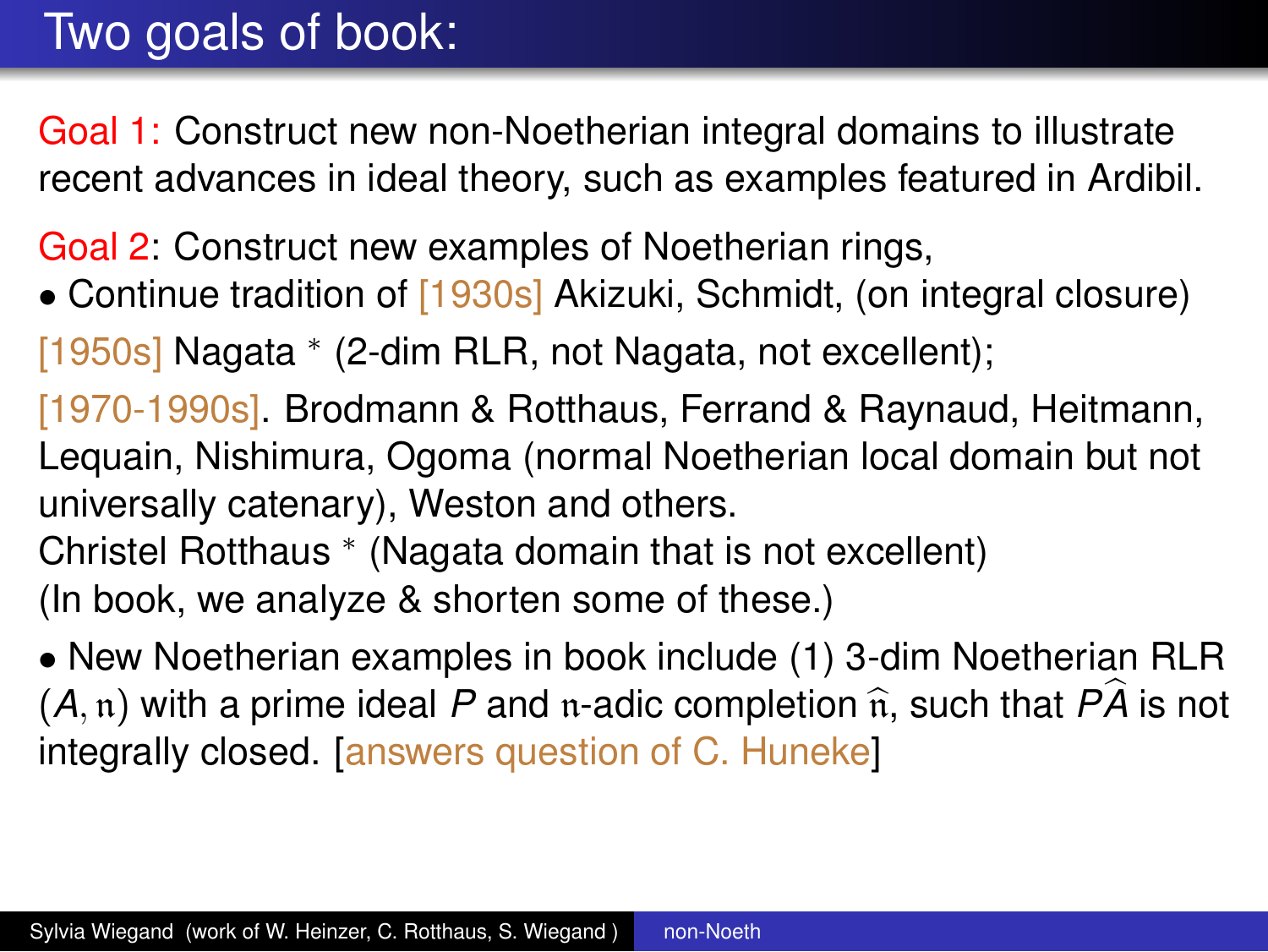# Two goals of book:

Goal 1: Construct new non-Noetherian integral domains to illustrate recent advances in ideal theory, such as examples featured in Ardibil.

Goal 2: Construct new examples of Noetherian rings,

- Continue tradition of [1930s] Akizuki, Schmidt, (on integral closure)

[1950s] Nagata * (2-dim RLR, not Nagata, not excellent);

[1970-1990s]. Brodmann & Rotthaus, Ferrand & Raynaud, Heitmann, Lequain, Nishimura, Ogoma (normal Noetherian local domain but not universally catenary), Weston and others.
Christel Rotthaus * (Nagata domain that is not excellent)
(In book, we analyze & shorten some of these.)

- New Noetherian examples in book include (1) 3-dim Noetherian RLR $(A, \mathfrak{n})$ with a prime ideal $P$ and $\mathfrak{n}$-adic completion $\widehat{\mathfrak{n}}$, such that $P\widehat{A}$ is not integrally closed. [answers question of C. Huneke]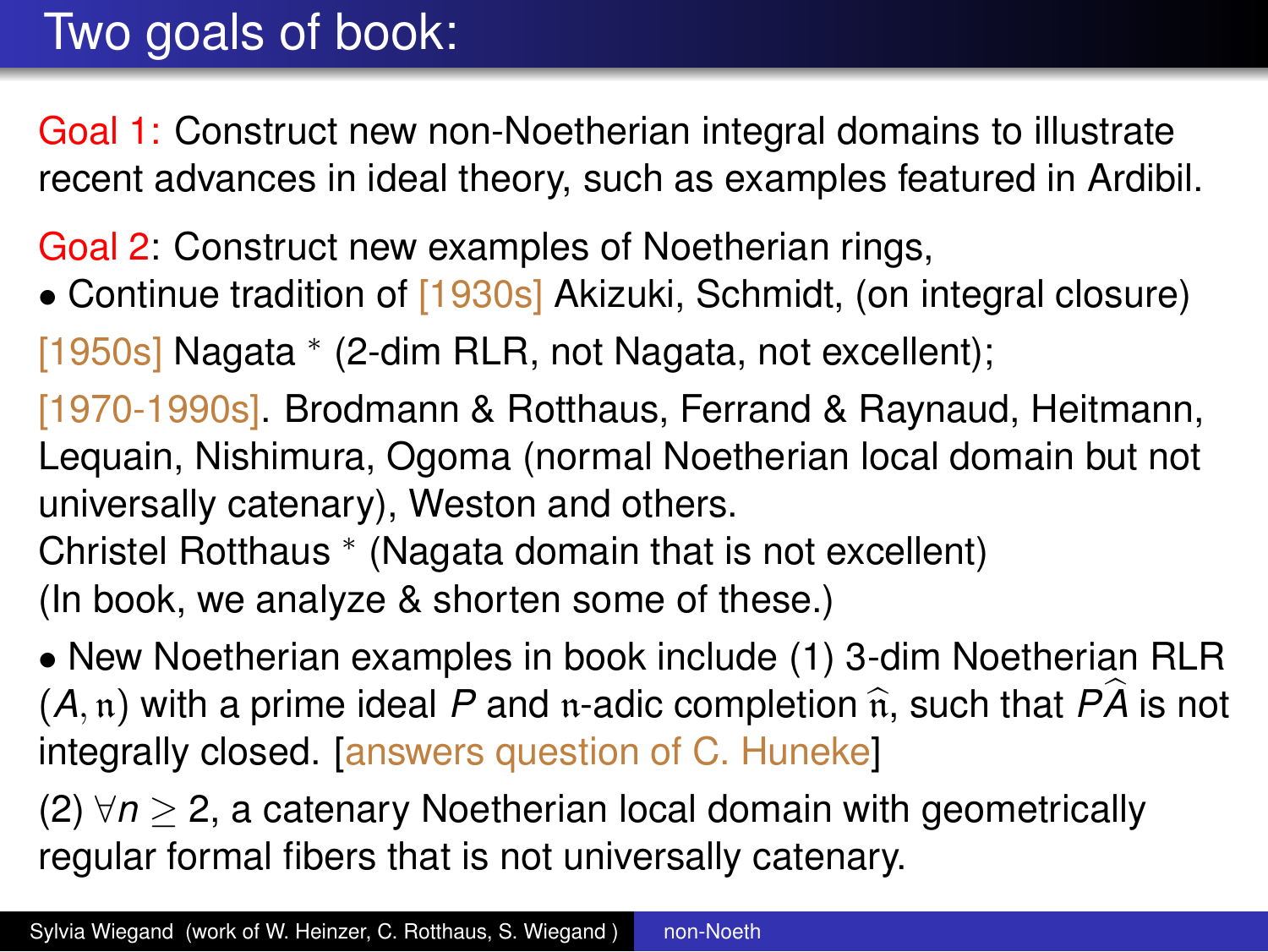# Two goals of book:

Goal 1: Construct new non-Noetherian integral domains to illustrate recent advances in ideal theory, such as examples featured in Ardibil.

Goal 2: Construct new examples of Noetherian rings,

- Continue tradition of [1930s] Akizuki, Schmidt, (on integral closure)

[1950s] Nagata $^*$ (2-dim RLR, not Nagata, not excellent);

[1970-1990s]. Brodmann & Rotthaus, Ferrand & Raynaud, Heitmann, Lequain, Nishimura, Ogoma (normal Noetherian local domain but not universally catenary), Weston and others.
Christel Rotthaus $^*$ (Nagata domain that is not excellent)
(In book, we analyze & shorten some of these.)

- New Noetherian examples in book include (1) 3-dim Noetherian RLR $(A, \mathfrak{n})$ with a prime ideal $P$ and $\mathfrak{n}$-adic completion $\widehat{\mathfrak{n}}$, such that $P\widehat{A}$ is not integrally closed. [answers question of C. Huneke]

(2) $\forall n \geq 2$, a catenary Noetherian local domain with geometrically regular formal fibers that is not universally catenary.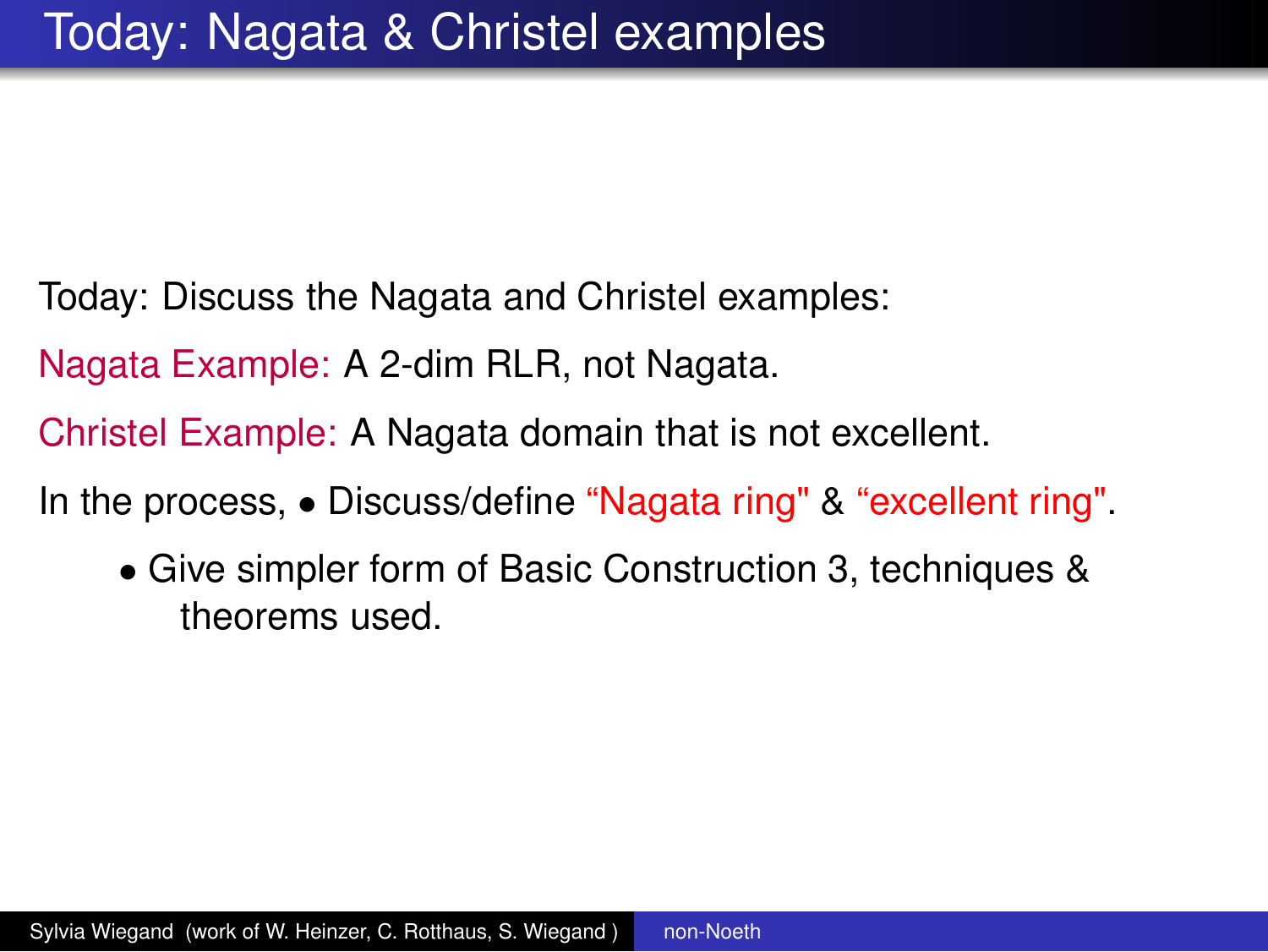# Today: Nagata & Christel examples

Today: Discuss the Nagata and Christel examples:

Nagata Example: A 2-dim RLR, not Nagata.

Christel Example: A Nagata domain that is not excellent.

In the process, • Discuss/define “Nagata ring" & “excellent ring".

- Give simpler form of Basic Construction 3, techniques & theorems used.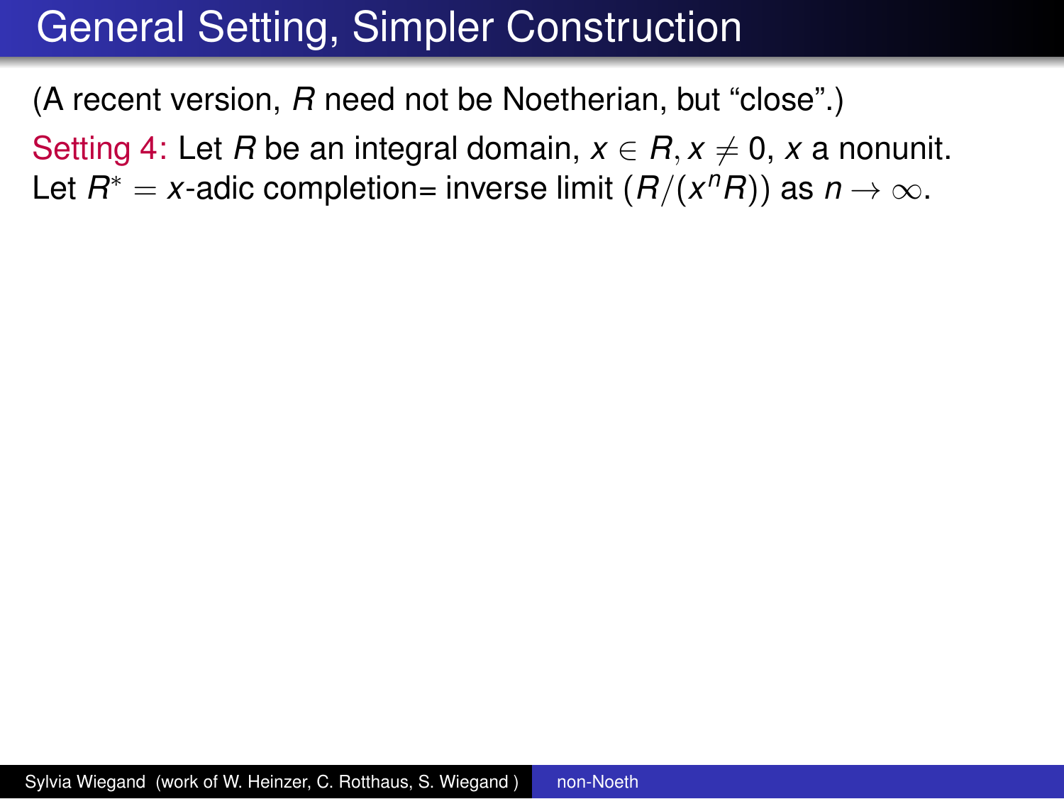# General Setting, Simpler Construction

(A recent version, $R$ need not be Noetherian, but “close”.)

Setting 4: Let $R$ be an integral domain, $x \in R, x \neq 0$, $x$ a nonunit. Let $R^* = x$-adic completion= inverse limit $(R/(x^n R))$ as $n \to \infty$.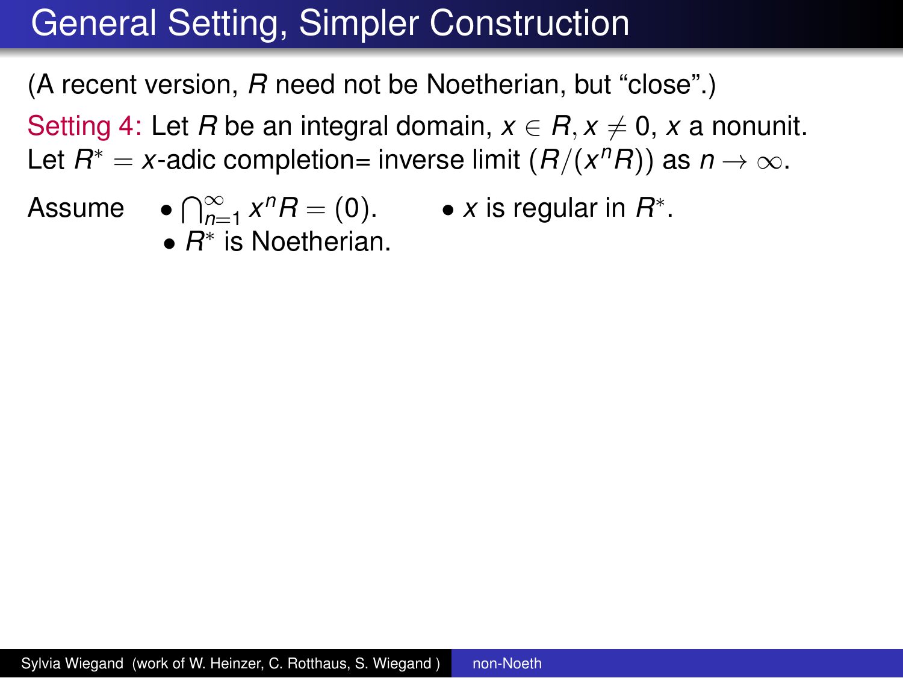# General Setting, Simpler Construction

(A recent version, $R$ need not be Noetherian, but "close".)

Setting 4: Let $R$ be an integral domain, $x \in R, x \neq 0$, $x$ a nonunit.
Let $R^* =$ $x$-adic completion= inverse limit $(R/(x^nR))$ as $n \to \infty$.

Assume

- $\bigcap_{n=1}^{\infty} x^n R = (0)$.
- $x$ is regular in $R^*$.
- $R^*$ is Noetherian.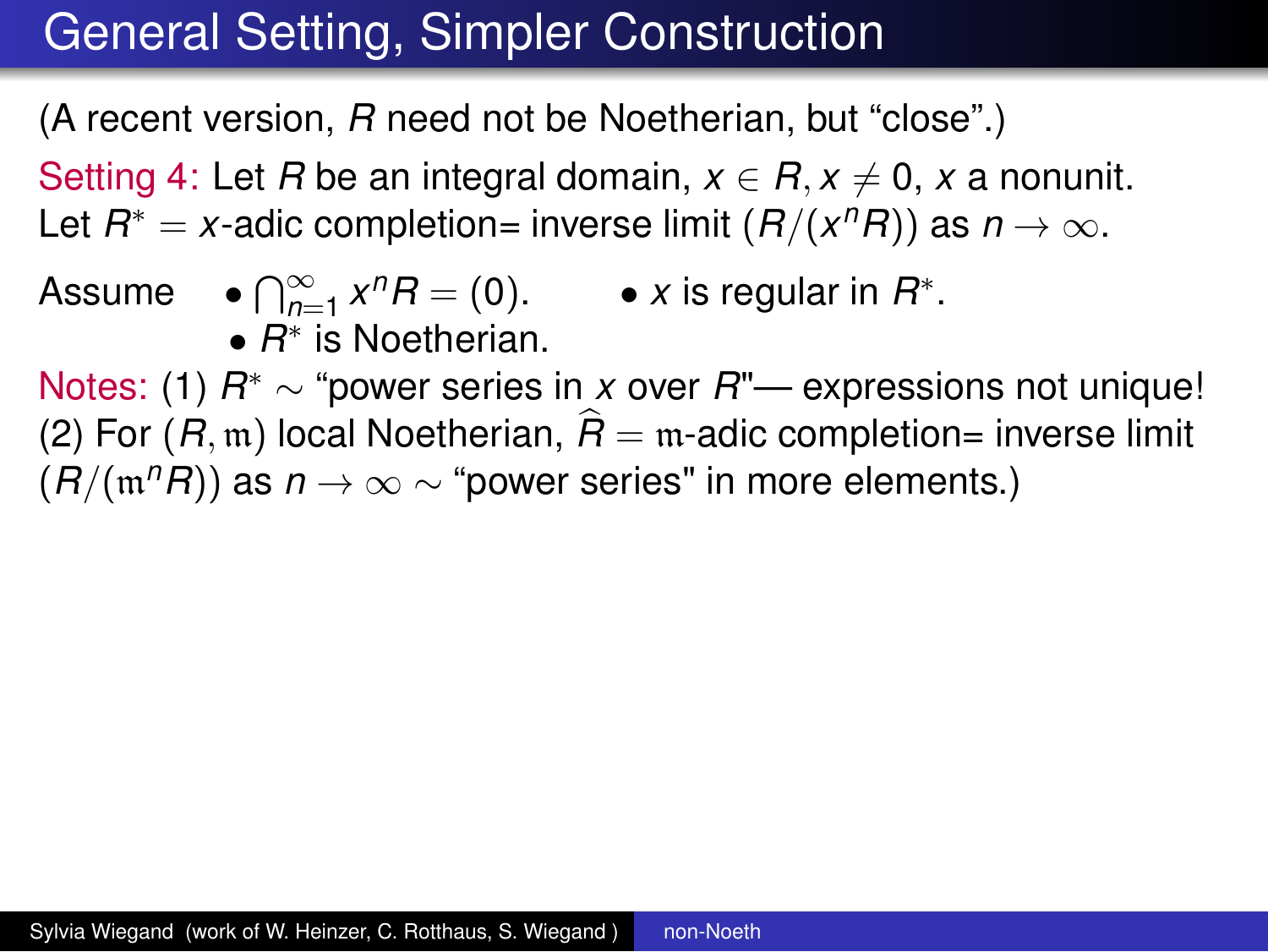# General Setting, Simpler Construction

(A recent version, $R$ need not be Noetherian, but "close".)

Setting 4: Let $R$ be an integral domain, $x \in R, x \neq 0$, $x$ a nonunit. Let $R^* =$ $x$-adic completion= inverse limit $(R/(x^nR))$ as $n \to \infty$.

Assume
- $\bigcap_{n=1}^{\infty} x^n R = (0)$.
- $x$ is regular in $R^*$.
- $R^*$ is Noetherian.

Notes: (1) $R^* \sim$ "power series in $x$ over $R$"— expressions not unique!
(2) For $(R, \mathfrak{m})$ local Noetherian, $\widehat{R} = \mathfrak{m}$-adic completion= inverse limit $(R/(\mathfrak{m}^n R))$ as $n \to \infty \sim$ "power series" in more elements.)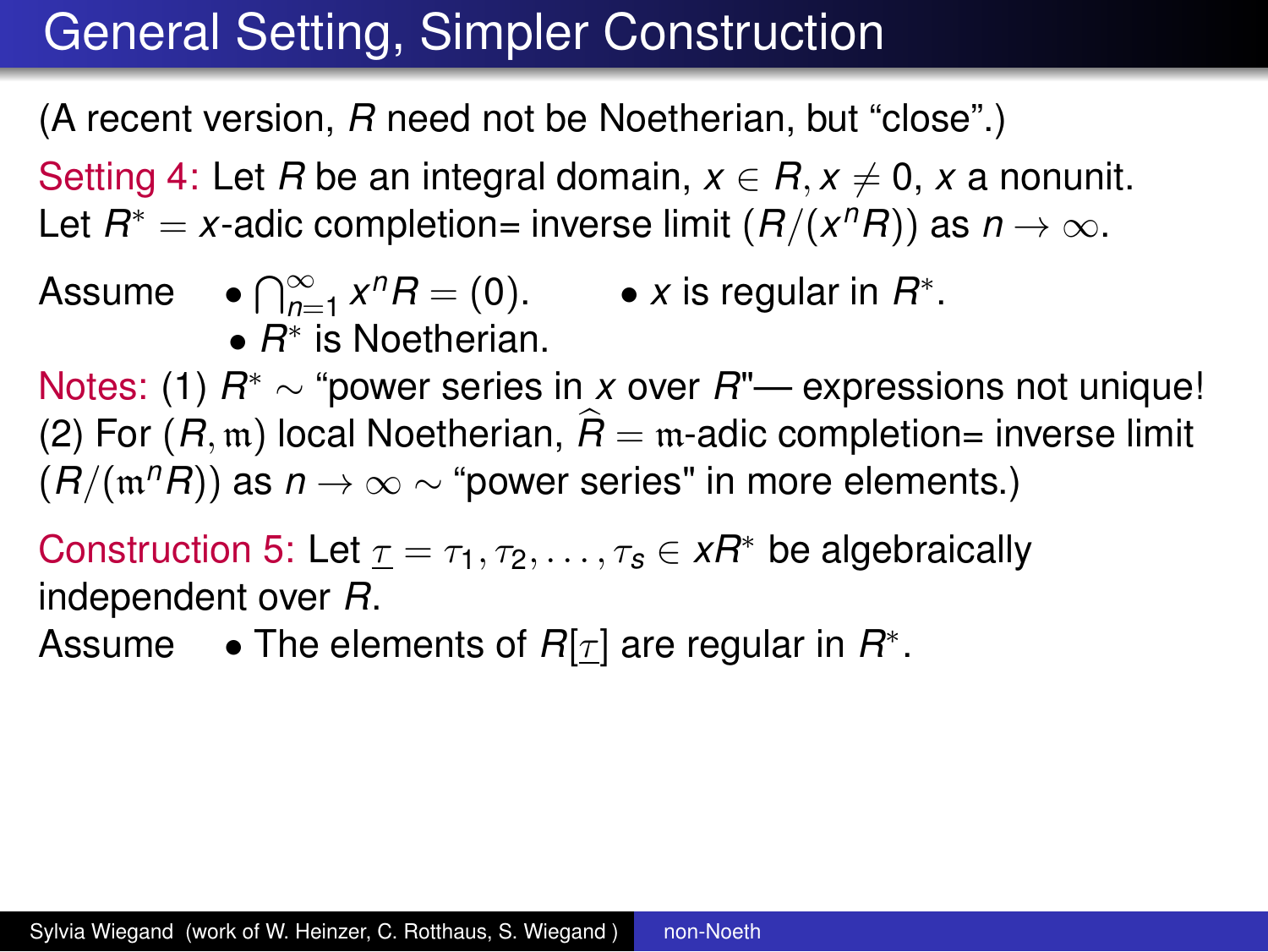# General Setting, Simpler Construction

(A recent version, $R$ need not be Noetherian, but "close".)

Setting 4: Let $R$ be an integral domain, $x \in R, x \neq 0$, $x$ a nonunit. Let $R^* = x$-adic completion= inverse limit $(R/(x^nR))$ as $n \to \infty$.

Assume
- $\bigcap_{n=1}^{\infty} x^n R = (0)$.
- $x$ is regular in $R^*$.
- $R^*$ is Noetherian.

Notes: (1) $R^* \sim$ "power series in $x$ over $R$"— expressions not unique!
(2) For $(R, \mathfrak{m})$ local Noetherian, $\widehat{R} = \mathfrak{m}$-adic completion= inverse limit $(R/(\mathfrak{m}^nR))$ as $n \to \infty \sim$ "power series" in more elements.)

Construction 5: Let $\underline{\tau} = \tau_1, \tau_2, \ldots, \tau_s \in xR^*$ be algebraically independent over $R$.

Assume
- The elements of $R[\underline{\tau}]$ are regular in $R^*$.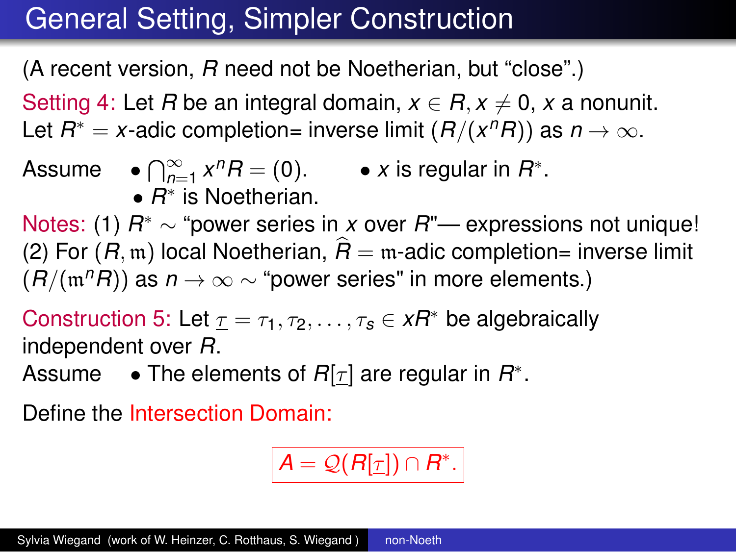# General Setting, Simpler Construction

(A recent version, $R$ need not be Noetherian, but "close".)

Setting 4: Let $R$ be an integral domain, $x \in R, x \neq 0$, $x$ a nonunit. Let $R^* =$ $x$-adic completion= inverse limit $(R/(x^n R))$ as $n \to \infty$.

Assume
- $\bigcap_{n=1}^{\infty} x^n R = (0)$.
- $x$ is regular in $R^*$.
- $R^*$ is Noetherian.

Notes: (1) $R^* \sim$ "power series in $x$ over $R$"— expressions not unique!
(2) For $(R, \mathfrak{m})$ local Noetherian, $\widehat{R} = \mathfrak{m}$-adic completion= inverse limit $(R/(\mathfrak{m}^n R))$ as $n \to \infty \sim$ "power series" in more elements.)

Construction 5: Let $\underline{\tau} = \tau_1, \tau_2, \ldots, \tau_s \in xR^*$ be algebraically independent over $R$.

Assume
- The elements of $R[\underline{\tau}]$ are regular in $R^*$.

Define the Intersection Domain:

$$A = \mathcal{Q}(R[\underline{\tau}]) \cap R^*.$$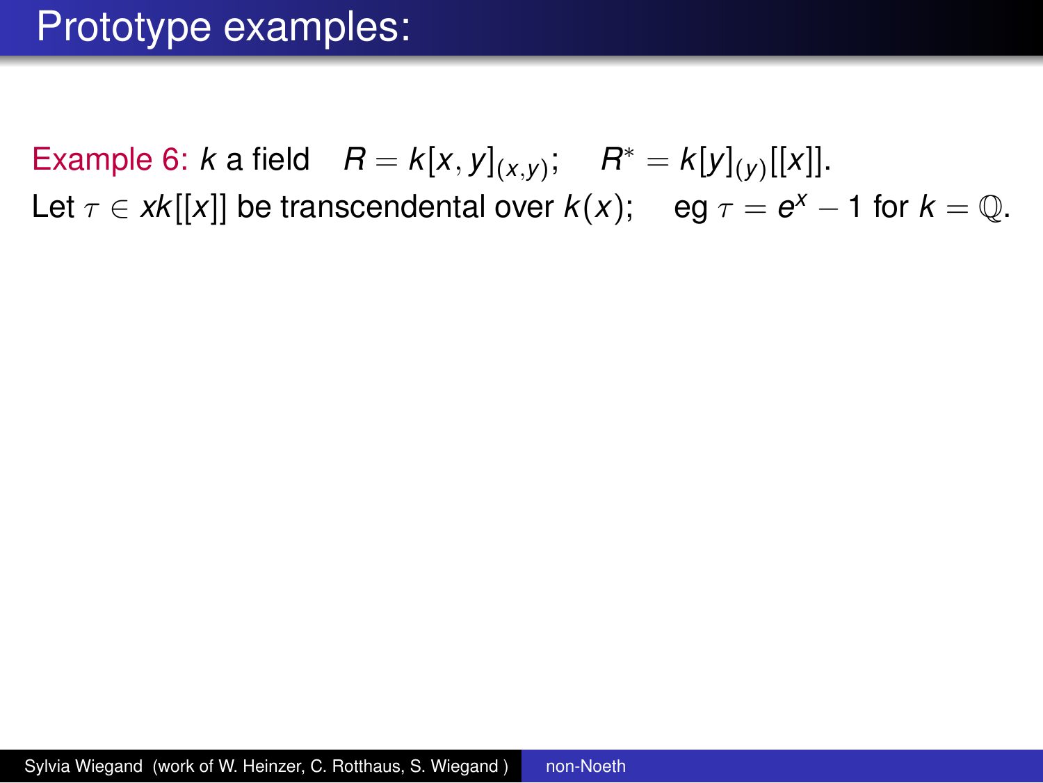# Prototype examples:

Example 6: $k$ a field $\quad R = k[x,y]_{(x,y)}; \quad R^* = k[y]_{(y)}[[x]]$.

Let $\tau \in xk[[x]]$ be transcendental over $k(x)$; $\quad$ eg $\tau = e^x - 1$ for $k = \mathbb{Q}$.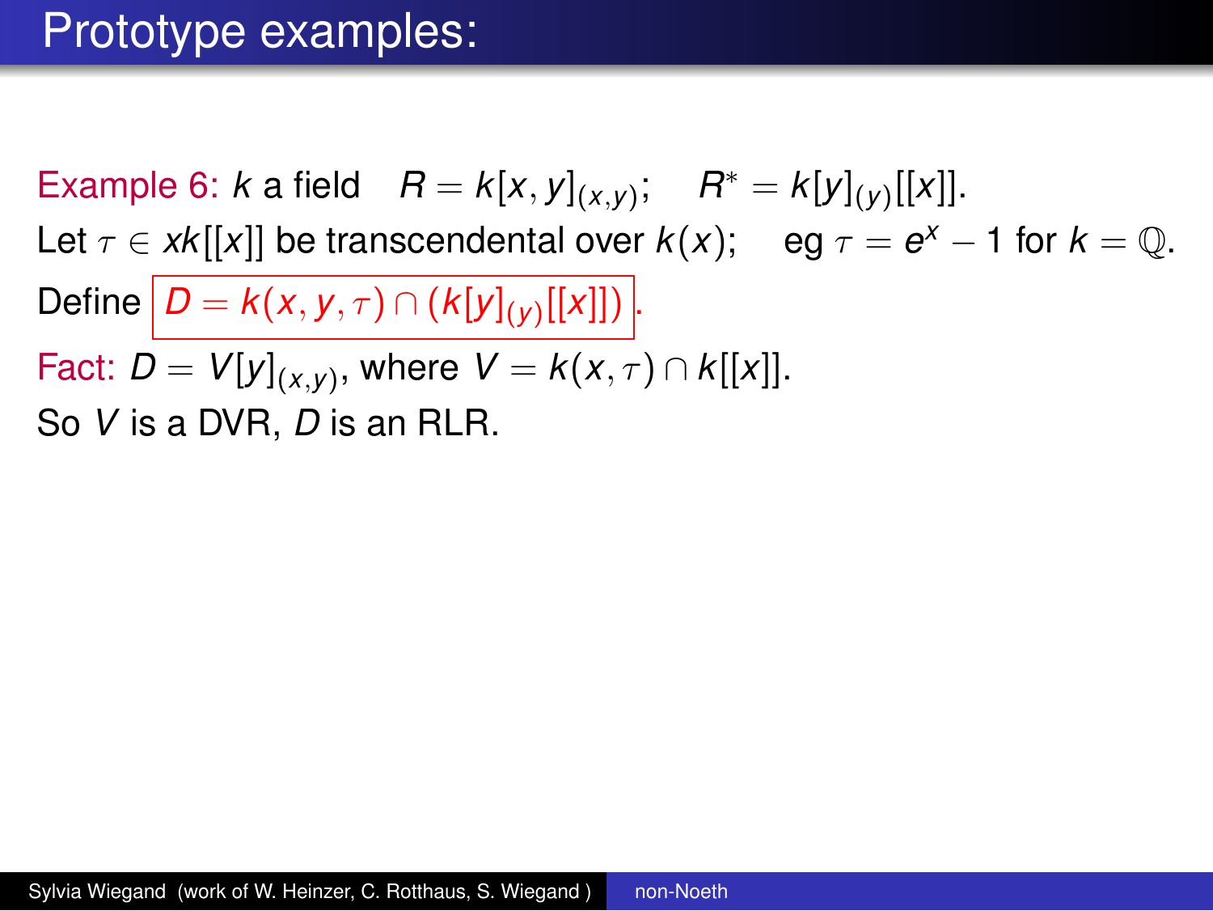# Prototype examples:

Example 6: $k$ a field $\quad R = k[x,y]_{(x,y)}; \quad R^* = k[y]_{(y)}[[x]]$.

Let $\tau \in xk[[x]]$ be transcendental over $k(x)$; eg $\tau = e^x - 1$ for $k = \mathbb{Q}$.

Define $\boxed{D = k(x,y,\tau) \cap (k[y]_{(y)}[[x]])}$.

Fact: $D = V[y]_{(x,y)}$, where $V = k(x,\tau) \cap k[[x]]$.

So $V$ is a DVR, $D$ is an RLR.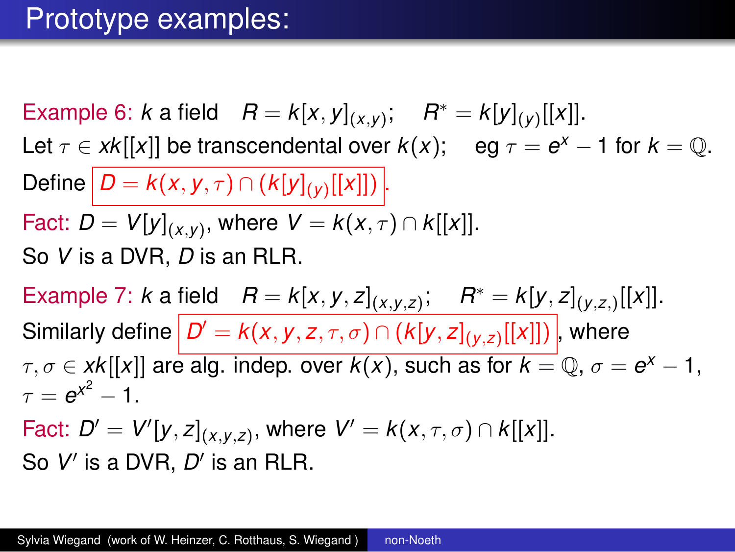# Prototype examples:

Example 6: $k$ a field $\quad R = k[x,y]_{(x,y)}; \quad R^* = k[y]_{(y)}[[x]]$.

Let $\tau \in xk[[x]]$ be transcendental over $k(x)$; $\quad$ eg $\tau = e^x - 1$ for $k = \mathbb{Q}$.

Define $\boxed{D = k(x,y,\tau) \cap (k[y]_{(y)}[[x]])}$.

Fact: $D = V[y]_{(x,y)}$, where $V = k(x,\tau) \cap k[[x]]$.

So $V$ is a DVR, $D$ is an RLR.

Example 7: $k$ a field $\quad R = k[x,y,z]_{(x,y,z)}; \quad R^* = k[y,z]_{(y,z,)}[[x]]$.

Similarly define $\boxed{D' = k(x,y,z,\tau,\sigma) \cap (k[y,z]_{(y,z)}[[x]])}$, where $\tau, \sigma \in xk[[x]]$ are alg. indep. over $k(x)$, such as for $k = \mathbb{Q}$, $\sigma = e^x - 1$, $\tau = e^{x^2} - 1$.

Fact: $D' = V'[y,z]_{(x,y,z)}$, where $V' = k(x,\tau,\sigma) \cap k[[x]]$.

So $V'$ is a DVR, $D'$ is an RLR.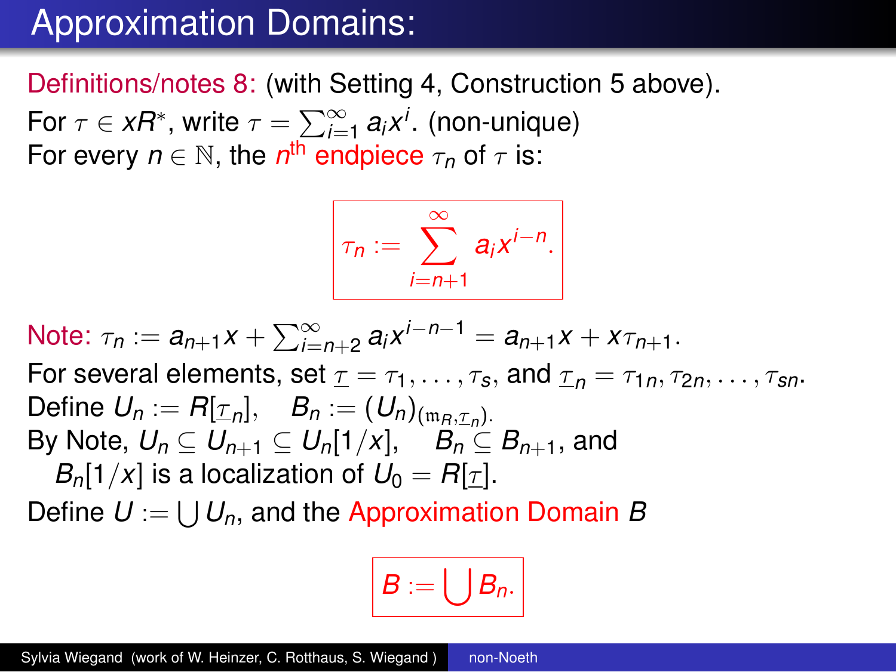# Approximation Domains:

Definitions/notes 8: (with Setting 4, Construction 5 above).

For $\tau \in xR^*$, write $\tau = \sum_{i=1}^{\infty} a_i x^i$. (non-unique)
For every $n \in \mathbb{N}$, the $n^{\text{th}}$ endpiece $\tau_n$ of $\tau$ is:

$$\tau_n := \sum_{i=n+1}^{\infty} a_i x^{i-n}.$$

Note: $\tau_n := a_{n+1}x + \sum_{i=n+2}^{\infty} a_i x^{i-n-1} = a_{n+1}x + x\tau_{n+1}$.

For several elements, set $\underline{\tau} = \tau_1, \ldots, \tau_s$, and $\underline{\tau}_n = \tau_{1n}, \tau_{2n}, \ldots, \tau_{sn}$.

Define $U_n := R[\underline{\tau}_n]$, $\quad B_n := (U_n)_{(\mathfrak{m}_R, \underline{\tau}_n)}$.

By Note, $U_n \subseteq U_{n+1} \subseteq U_n[1/x]$, $\quad B_n \subseteq B_{n+1}$, and
$B_n[1/x]$ is a localization of $U_0 = R[\underline{\tau}]$.

Define $U := \bigcup U_n$, and the Approximation Domain $B$

$$B := \bigcup B_n.$$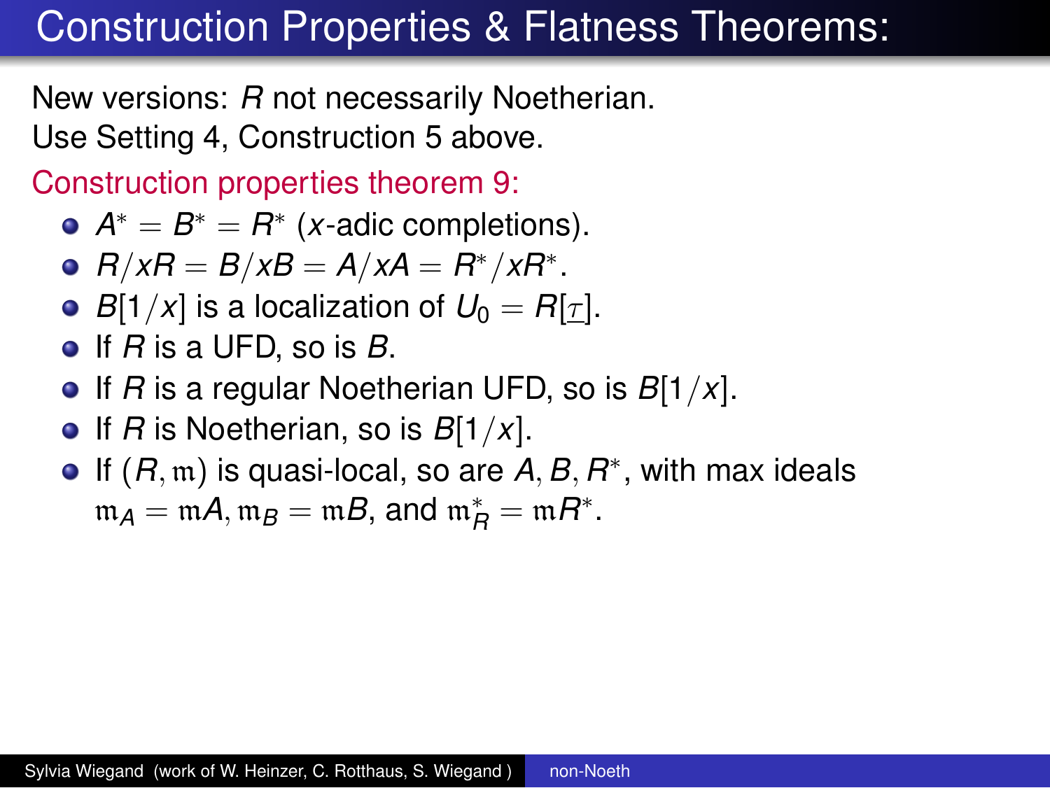# Construction Properties & Flatness Theorems:

New versions: $R$ not necessarily Noetherian.
Use Setting 4, Construction 5 above.

Construction properties theorem 9:

- $A^* = B^* = R^*$ ($x$-adic completions).
- $R/xR = B/xB = A/xA = R^*/xR^*$.
- $B[1/x]$ is a localization of $U_0 = R[\underline{\tau}]$.
- If $R$ is a UFD, so is $B$.
- If $R$ is a regular Noetherian UFD, so is $B[1/x]$.
- If $R$ is Noetherian, so is $B[1/x]$.
- If $(R, \mathfrak{m})$ is quasi-local, so are $A, B, R^*$, with max ideals $\mathfrak{m}_A = \mathfrak{m}A, \mathfrak{m}_B = \mathfrak{m}B$, and $\mathfrak{m}_R^* = \mathfrak{m}R^*$.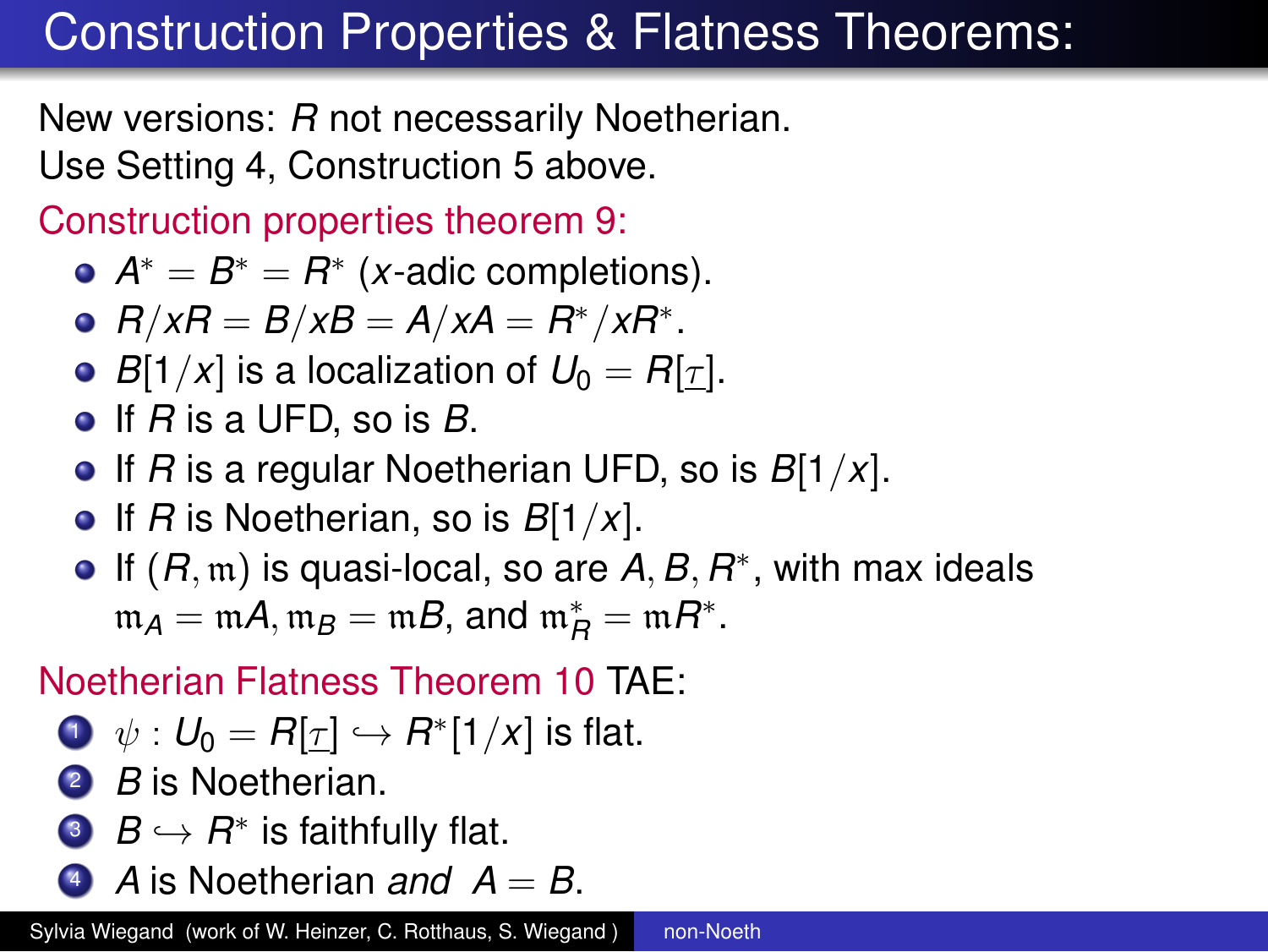# Construction Properties & Flatness Theorems:

New versions: $R$ not necessarily Noetherian.
Use Setting 4, Construction 5 above.

Construction properties theorem 9:

- $A^* = B^* = R^*$ ($x$-adic completions).
- $R/xR = B/xB = A/xA = R^*/xR^*$.
- $B[1/x]$ is a localization of $U_0 = R[\underline{\tau}]$.
- If $R$ is a UFD, so is $B$.
- If $R$ is a regular Noetherian UFD, so is $B[1/x]$.
- If $R$ is Noetherian, so is $B[1/x]$.
- If $(R, \mathfrak{m})$ is quasi-local, so are $A, B, R^*$, with max ideals $\mathfrak{m}_A = \mathfrak{m}A, \mathfrak{m}_B = \mathfrak{m}B$, and $\mathfrak{m}^*_R = \mathfrak{m}R^*$.

Noetherian Flatness Theorem 10 TAE:

1. $\psi : U_0 = R[\underline{\tau}] \hookrightarrow R^*[1/x]$ is flat.
2. $B$ is Noetherian.
3. $B \hookrightarrow R^*$ is faithfully flat.
4. $A$ is Noetherian *and* $A = B$.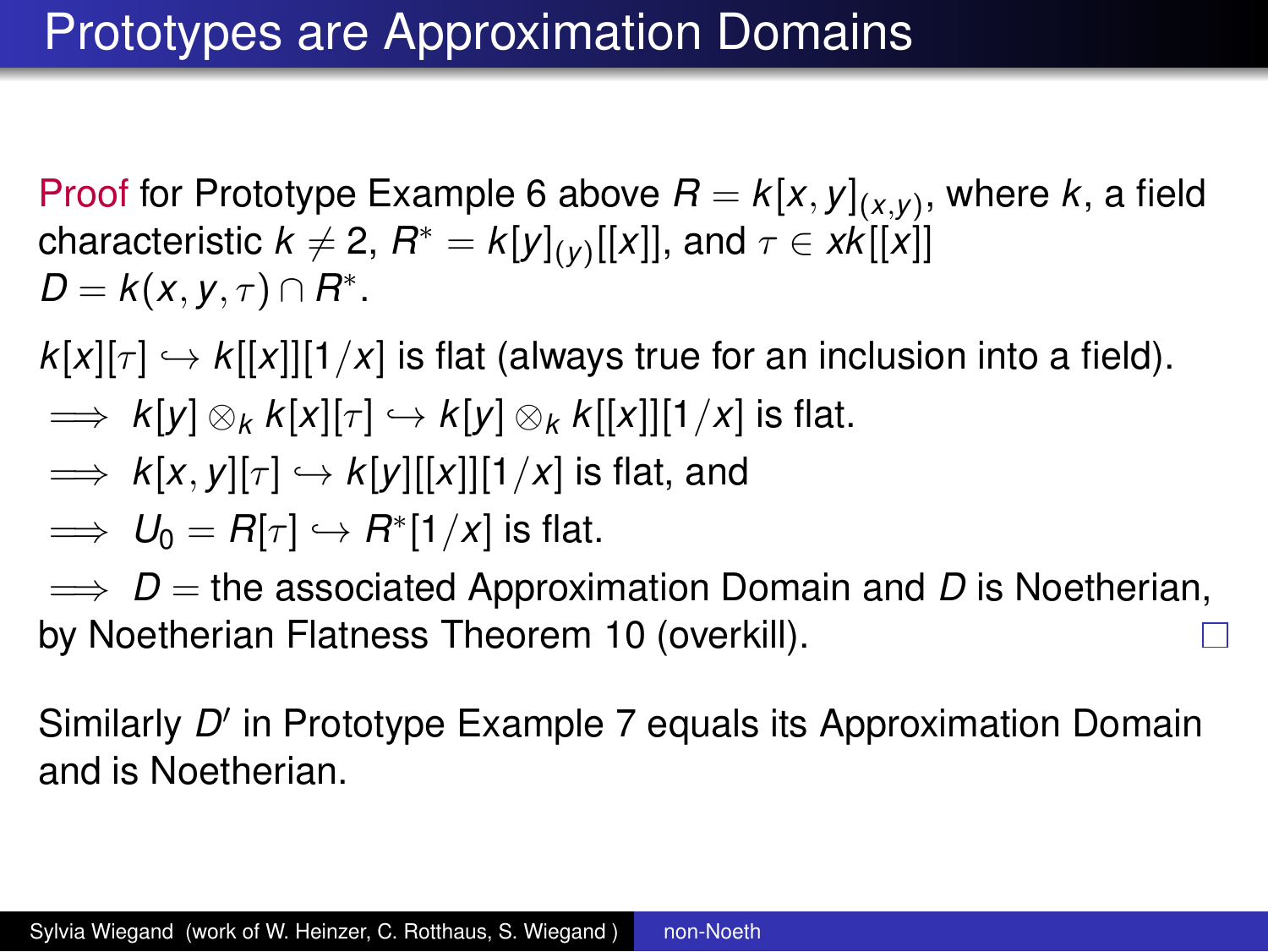# Prototypes are Approximation Domains

Proof for Prototype Example 6 above $R = k[x,y]_{(x,y)}$, where $k$, a field characteristic $k \neq 2$, $R^* = k[y]_{(y)}[[x]]$, and $\tau \in xk[[x]]$ $D = k(x,y,\tau) \cap R^*$.

$k[x][\tau] \hookrightarrow k[[x]][1/x]$ is flat (always true for an inclusion into a field).

$\implies k[y] \otimes_k k[x][\tau] \hookrightarrow k[y] \otimes_k k[[x]][1/x]$ is flat.

$\implies k[x,y][\tau] \hookrightarrow k[y][[x]][1/x]$ is flat, and

$\implies U_0 = R[\tau] \hookrightarrow R^*[1/x]$ is flat.

$\implies D =$ the associated Approximation Domain and $D$ is Noetherian, by Noetherian Flatness Theorem 10 (overkill). □

Similarly $D'$ in Prototype Example 7 equals its Approximation Domain and is Noetherian.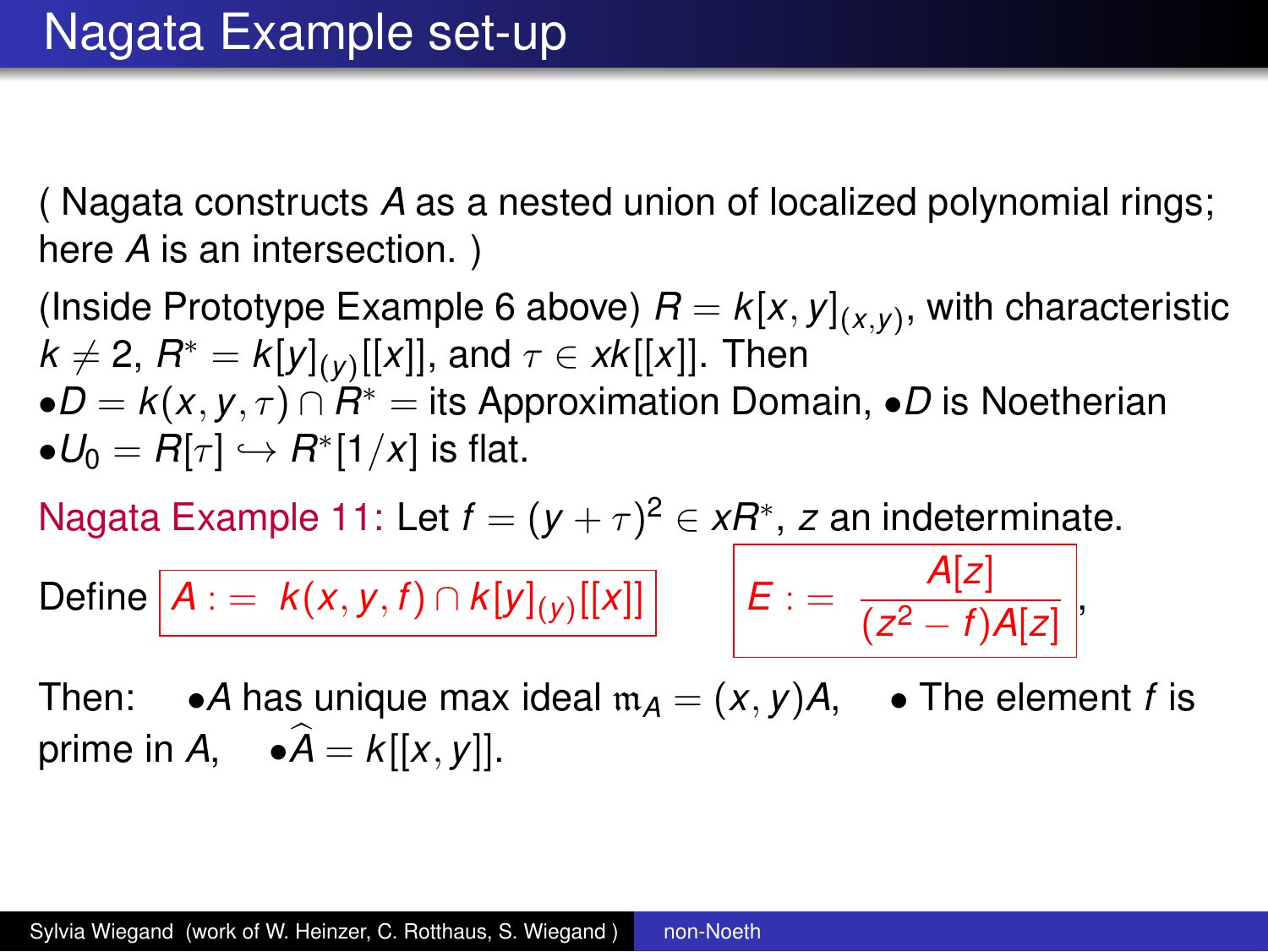# Nagata Example set-up

( Nagata constructs $A$ as a nested union of localized polynomial rings; here $A$ is an intersection. )

(Inside Prototype Example 6 above) $R = k[x,y]_{(x,y)}$, with characteristic $k \neq 2$, $R^* = k[y]_{(y)}[[x]]$, and $\tau \in xk[[x]]$. Then
$\bullet D = k(x,y,\tau) \cap R^* =$ its Approximation Domain, $\bullet D$ is Noetherian
$\bullet U_0 = R[\tau] \hookrightarrow R^*[1/x]$ is flat.

Nagata Example 11: Let $f = (y+\tau)^2 \in xR^*$, $z$ an indeterminate.

Define $\boxed{A := \; k(x,y,f) \cap k[y]_{(y)}[[x]]}$ $\quad$ $\boxed{E := \; \dfrac{A[z]}{(z^2 - f)A[z]}}$,

Then: $\quad \bullet A$ has unique max ideal $\mathfrak{m}_A = (x,y)A$, $\quad \bullet$ The element $f$ is prime in $A$, $\quad \bullet \widehat{A} = k[[x,y]]$.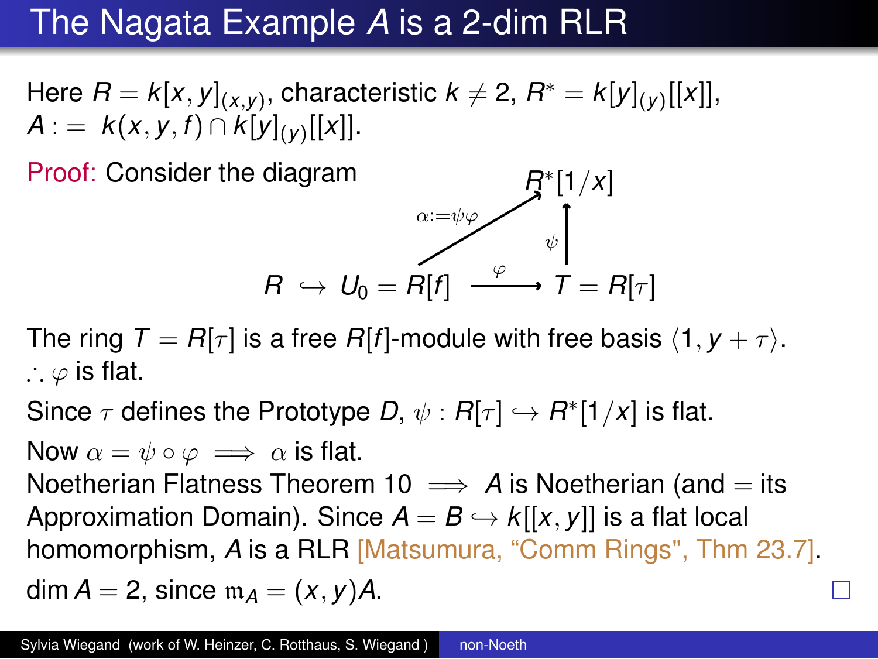# The Nagata Example $A$ is a 2-dim RLR

Here $R = k[x,y]_{(x,y)}$, characteristic $k \neq 2$, $R^* = k[y]_{(y)}[[x]]$,
$A := k(x,y,f) \cap k[y]_{(y)}[[x]]$.

Proof: Consider the diagram

$$
\begin{array}{ccccc}
 & & & & R^*[1/x] \\
 & & & \overset{\alpha := \psi\varphi}{\nearrow} & \uparrow \psi \\
R & \hookrightarrow & U_0 = R[f] & \xrightarrow{\varphi} & T = R[\tau]
\end{array}
$$

The ring $T = R[\tau]$ is a free $R[f]$-module with free basis $\langle 1, y + \tau \rangle$.
$\therefore \varphi$ is flat.

Since $\tau$ defines the Prototype $D$, $\psi : R[\tau] \hookrightarrow R^*[1/x]$ is flat.

Now $\alpha = \psi \circ \varphi \implies \alpha$ is flat.
Noetherian Flatness Theorem 10 $\implies A$ is Noetherian (and $=$ its Approximation Domain). Since $A = B \hookrightarrow k[[x,y]]$ is a flat local homomorphism, $A$ is a RLR [Matsumura, "Comm Rings", Thm 23.7].

$\dim A = 2$, since $\mathfrak{m}_A = (x,y)A$. □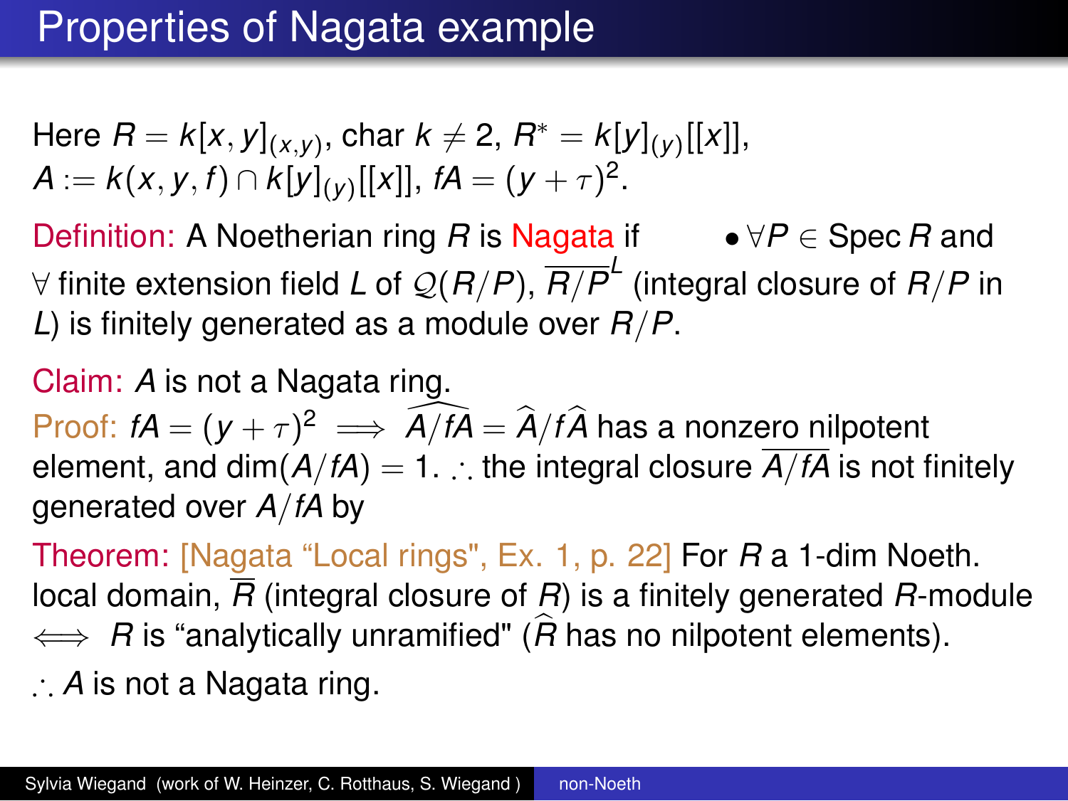# Properties of Nagata example

Here $R = k[x, y]_{(x,y)}$, char $k \neq 2$, $R^* = k[y]_{(y)}[[x]]$, $A := k(x, y, f) \cap k[y]_{(y)}[[x]]$, $fA = (y + \tau)^2$.

Definition: A Noetherian ring $R$ is Nagata if • $\forall P \in \operatorname{Spec} R$ and $\forall$ finite extension field $L$ of $\mathcal{Q}(R/P)$, $\overline{R/P}^L$ (integral closure of $R/P$ in $L$) is finitely generated as a module over $R/P$.

Claim: $A$ is not a Nagata ring.

Proof: $fA = (y + \tau)^2 \implies \widehat{A/fA} = \widehat{A}/f\widehat{A}$ has a nonzero nilpotent element, and $\dim(A/fA) = 1$. $\therefore$ the integral closure $\overline{A/fA}$ is not finitely generated over $A/fA$ by

Theorem: [Nagata "Local rings", Ex. 1, p. 22] For $R$ a 1-dim Noeth. local domain, $\overline{R}$ (integral closure of $R$) is a finitely generated $R$-module $\iff$ $R$ is "analytically unramified" ($\widehat{R}$ has no nilpotent elements).

$\therefore$ $A$ is not a Nagata ring.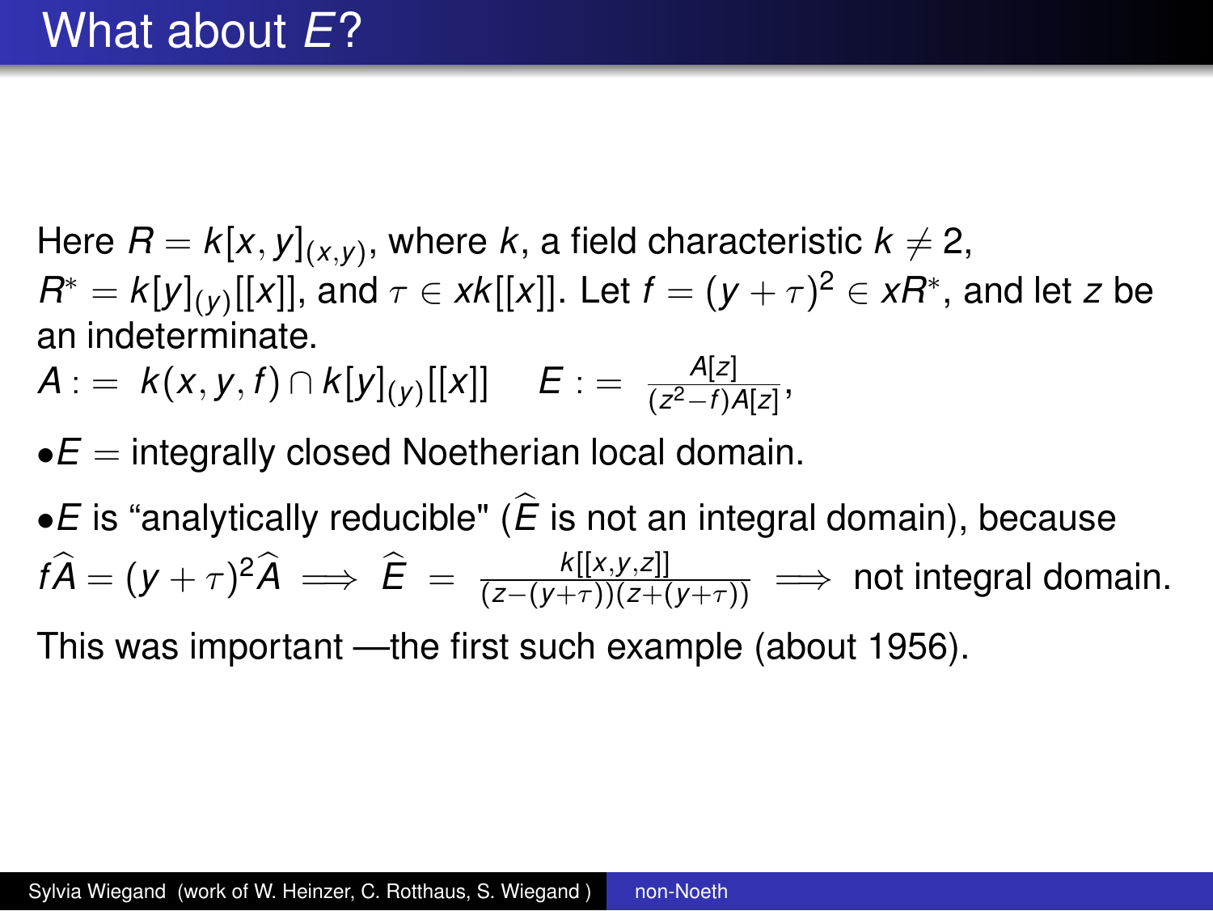# What about $E$?

Here $R = k[x,y]_{(x,y)}$, where $k$, a field characteristic $k \neq 2$, $R^* = k[y]_{(y)}[[x]]$, and $\tau \in xk[[x]]$. Let $f = (y+\tau)^2 \in xR^*$, and let $z$ be an indeterminate.

$A := \ k(x,y,f) \cap k[y]_{(y)}[[x]] \quad E := \ \frac{A[z]}{(z^2-f)A[z]}$,

- $E$ = integrally closed Noetherian local domain.
- $E$ is "analytically reducible" ($\widehat{E}$ is not an integral domain), because $f\widehat{A} = (y+\tau)^2\widehat{A} \implies \widehat{E} \ = \ \frac{k[[x,y,z]]}{(z-(y+\tau))(z+(y+\tau))} \implies$ not integral domain.

This was important —the first such example (about 1956).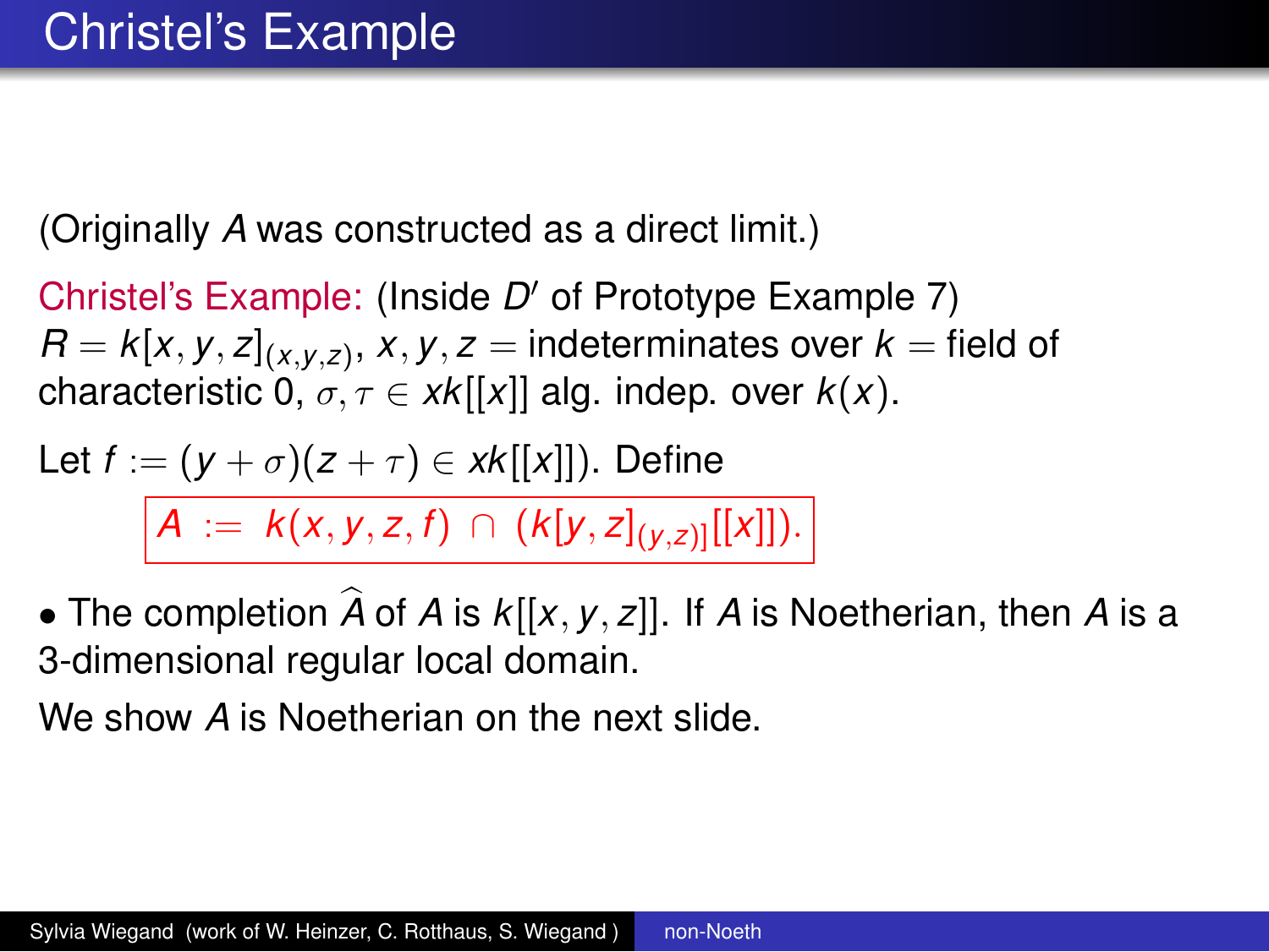# Christel's Example

(Originally $A$ was constructed as a direct limit.)

Christel's Example: (Inside $D'$ of Prototype Example 7)
$R = k[x, y, z]_{(x,y,z)}$, $x, y, z$ = indeterminates over $k$ = field of characteristic 0, $\sigma, \tau \in xk[[x]]$ alg. indep. over $k(x)$.

Let $f := (y + \sigma)(z + \tau) \in xk[[x]])$. Define

$$A := k(x, y, z, f) \cap (k[y, z]_{(y,z))}[[x]]).$$

- The completion $\widehat{A}$ of $A$ is $k[[x, y, z]]$. If $A$ is Noetherian, then $A$ is a 3-dimensional regular local domain.

We show $A$ is Noetherian on the next slide.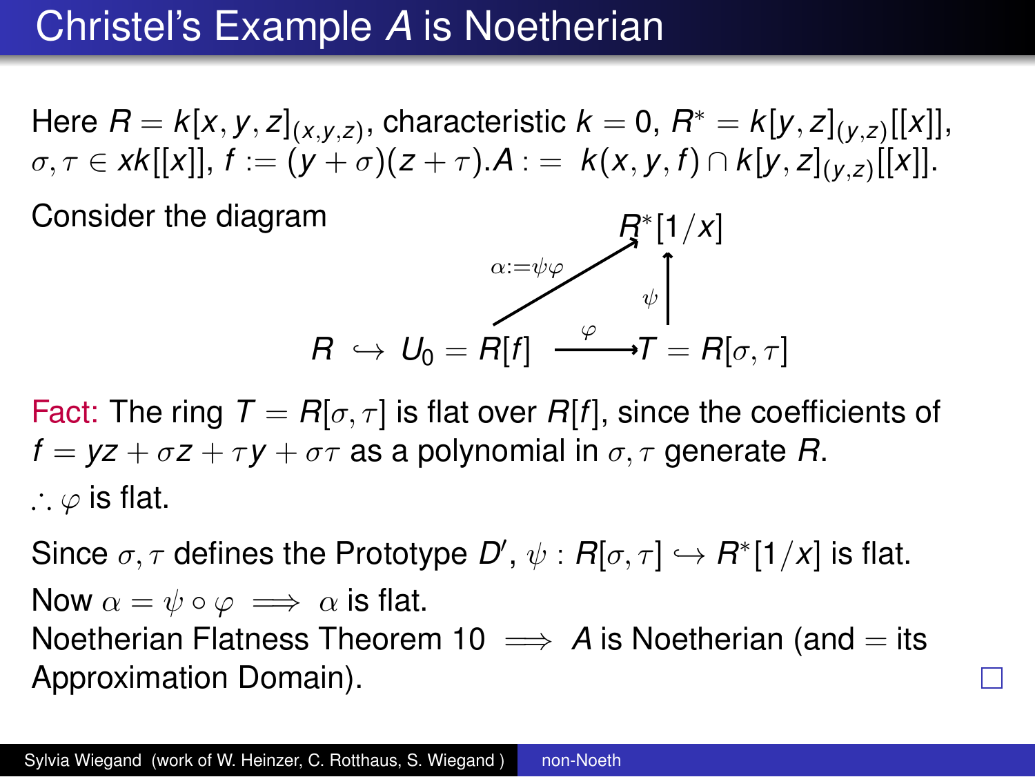# Christel's Example $A$ is Noetherian

Here $R = k[x,y,z]_{(x,y,z)}$, characteristic $k = 0$, $R^* = k[y,z]_{(y,z)}[[x]]$, $\sigma, \tau \in xk[[x]]$, $f := (y+\sigma)(z+\tau)$.$A := k(x,y,f) \cap k[y,z]_{(y,z)}[[x]]$.

Consider the diagram

$$
\begin{array}{ccccc}
 & & & & R^*[1/x] \\
 & & & \overset{\alpha:=\psi\varphi}{\nearrow} & \uparrow \psi \\
R & \hookrightarrow & U_0 = R[f] & \xrightarrow{\varphi} & T = R[\sigma,\tau]
\end{array}
$$

Fact: The ring $T = R[\sigma,\tau]$ is flat over $R[f]$, since the coefficients of $f = yz + \sigma z + \tau y + \sigma\tau$ as a polynomial in $\sigma, \tau$ generate $R$.

$\therefore \varphi$ is flat.

Since $\sigma, \tau$ defines the Prototype $D'$, $\psi : R[\sigma,\tau] \hookrightarrow R^*[1/x]$ is flat.

Now $\alpha = \psi \circ \varphi \implies \alpha$ is flat.

Noetherian Flatness Theorem 10 $\implies$ $A$ is Noetherian (and $=$ its Approximation Domain). □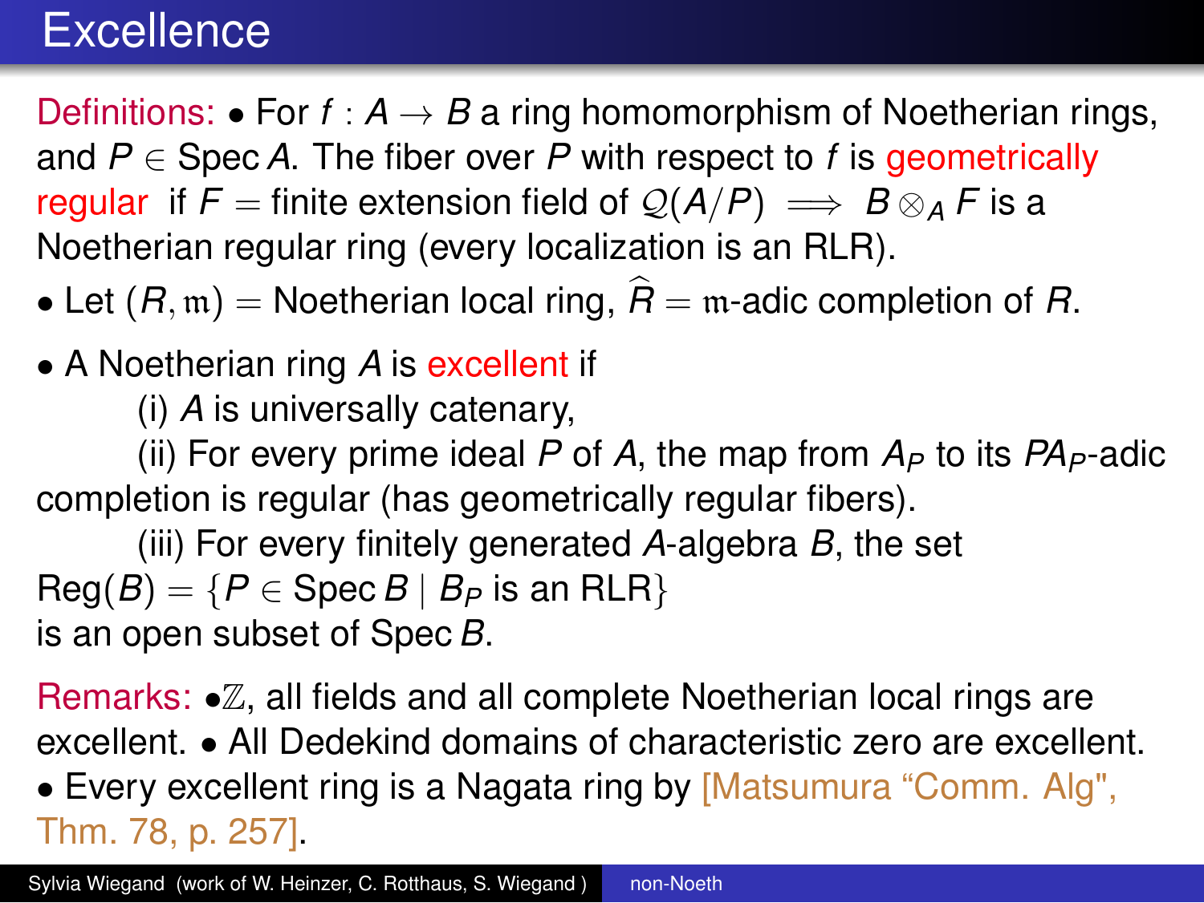# Excellence

Definitions: • For $f : A \to B$ a ring homomorphism of Noetherian rings, and $P \in \operatorname{Spec} A$. The fiber over $P$ with respect to $f$ is geometrically regular if $F =$ finite extension field of $\mathcal{Q}(A/P) \implies B \otimes_A F$ is a Noetherian regular ring (every localization is an RLR).

• Let $(R, \mathfrak{m}) =$ Noetherian local ring, $\widehat{R} = \mathfrak{m}$-adic completion of $R$.

• A Noetherian ring $A$ is excellent if

(i) $A$ is universally catenary,

(ii) For every prime ideal $P$ of $A$, the map from $A_P$ to its $PA_P$-adic completion is regular (has geometrically regular fibers).

(iii) For every finitely generated $A$-algebra $B$, the set
$\operatorname{Reg}(B) = \{P \in \operatorname{Spec} B \mid B_P \text{ is an RLR}\}$
is an open subset of $\operatorname{Spec} B$.

Remarks: • $\mathbb{Z}$, all fields and all complete Noetherian local rings are excellent. • All Dedekind domains of characteristic zero are excellent. • Every excellent ring is a Nagata ring by [Matsumura "Comm. Alg", Thm. 78, p. 257].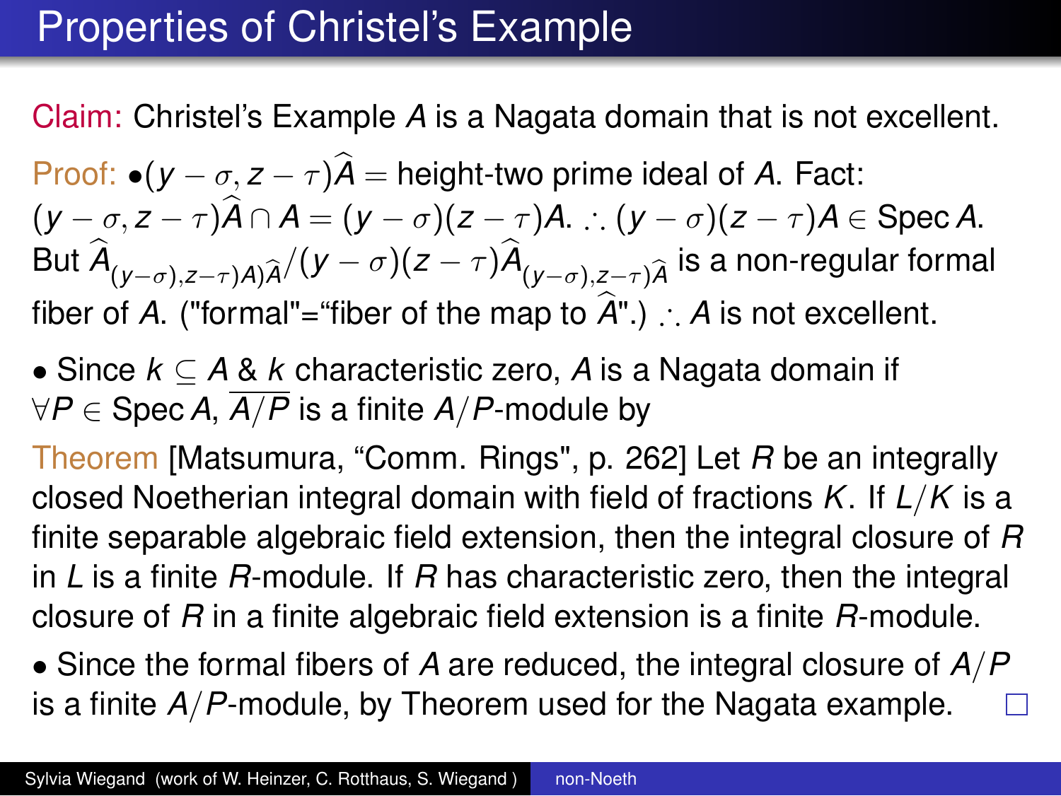# Properties of Christel's Example

Claim: Christel's Example $A$ is a Nagata domain that is not excellent.

Proof: $\bullet (y-\sigma, z-\tau)\widehat{A} =$ height-two prime ideal of $A$. Fact: $(y-\sigma, z-\tau)\widehat{A} \cap A = (y-\sigma)(z-\tau)A$. $\therefore (y-\sigma)(z-\tau)A \in \operatorname{Spec} A$. But $\widehat{A}_{(y-\sigma),z-\tau)A)\widehat{A}}/(y-\sigma)(z-\tau)\widehat{A}_{(y-\sigma),z-\tau)\widehat{A}}$ is a non-regular formal fiber of $A$. ("formal"="fiber of the map to $\widehat{A}$".) $\therefore A$ is not excellent.

- Since $k \subseteq A$ & $k$ characteristic zero, $A$ is a Nagata domain if $\forall P \in \operatorname{Spec} A$, $\overline{A/P}$ is a finite $A/P$-module by

Theorem [Matsumura, "Comm. Rings", p. 262] Let $R$ be an integrally closed Noetherian integral domain with field of fractions $K$. If $L/K$ is a finite separable algebraic field extension, then the integral closure of $R$ in $L$ is a finite $R$-module. If $R$ has characteristic zero, then the integral closure of $R$ in a finite algebraic field extension is a finite $R$-module.

- Since the formal fibers of $A$ are reduced, the integral closure of $A/P$ is a finite $A/P$-module, by Theorem used for the Nagata example. □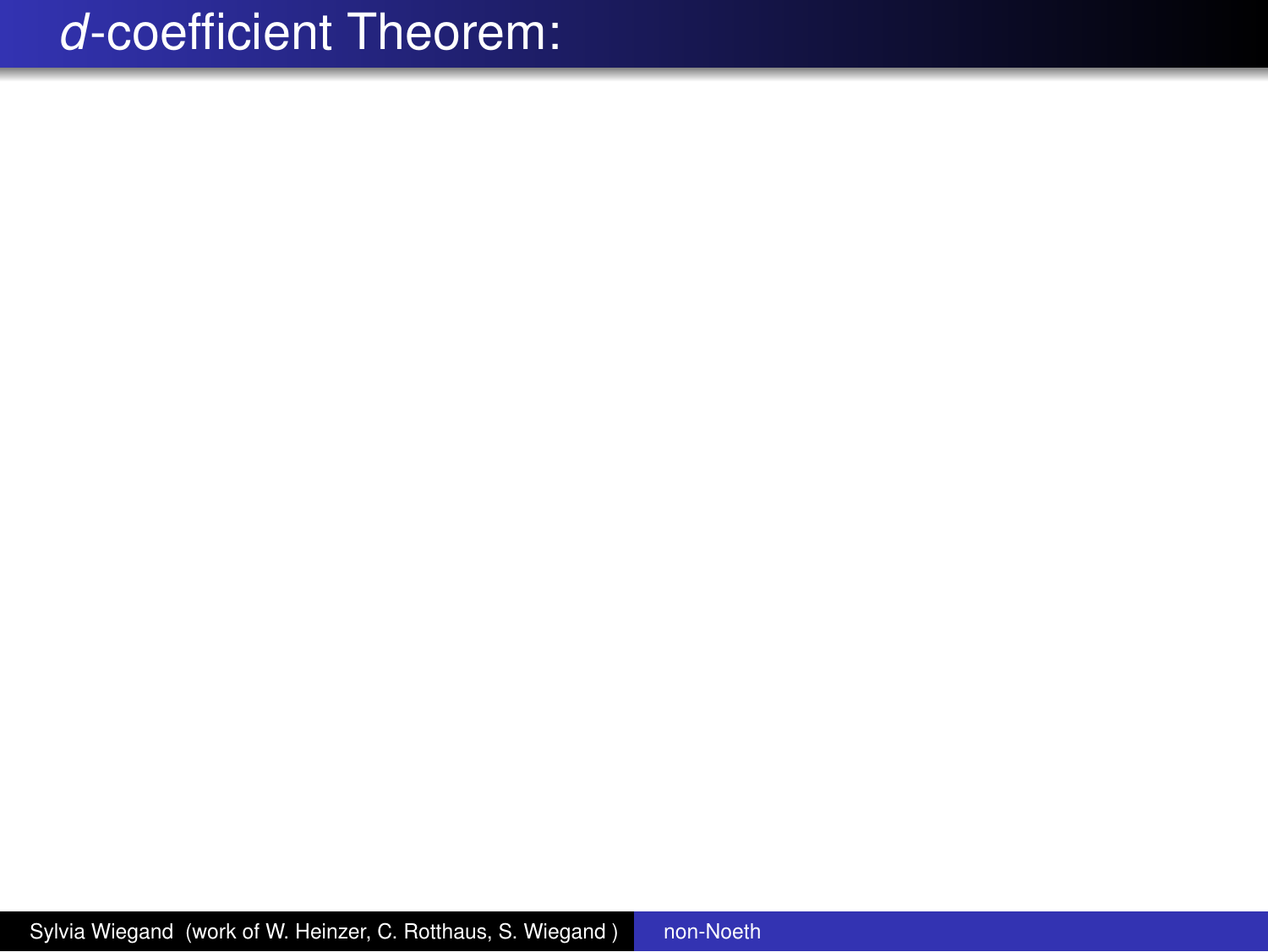# $d$-coefficient Theorem: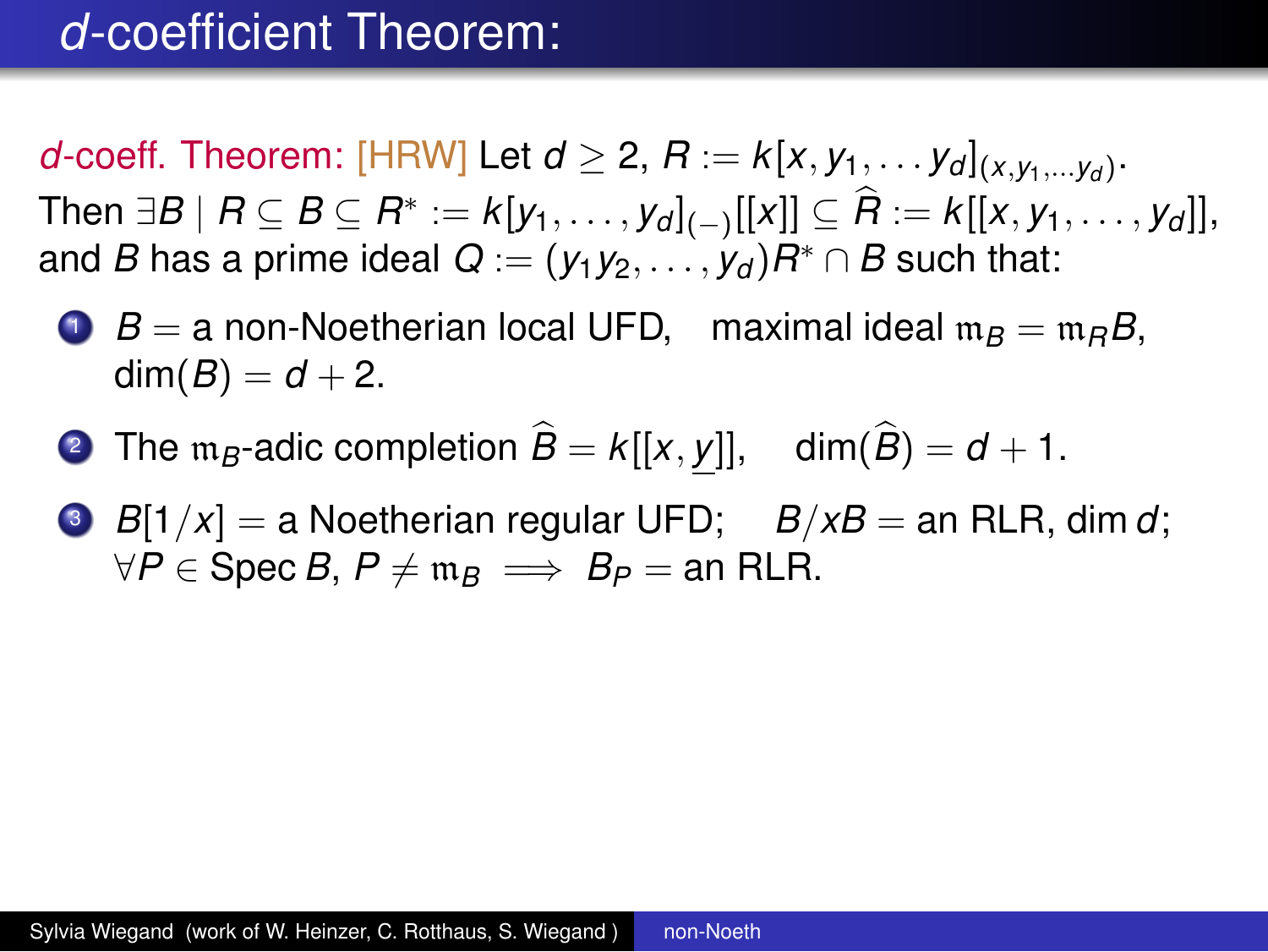# $d$-coefficient Theorem:

*$d$-coeff. Theorem:* [HRW] Let $d \geq 2$, $R := k[x, y_1, \ldots y_d]_{(x,y_1,\ldots y_d)}$.
Then $\exists B \mid R \subseteq B \subseteq R^* := k[y_1, \ldots, y_d]_{(-)}[[x]] \subseteq \widehat{R} := k[[x, y_1, \ldots, y_d]]$, and $B$ has a prime ideal $Q := (y_1 y_2, \ldots, y_d)R^* \cap B$ such that:

1. $B =$ a non-Noetherian local UFD, maximal ideal $\mathfrak{m}_B = \mathfrak{m}_R B$, $\dim(B) = d + 2$.
2. The $\mathfrak{m}_B$-adic completion $\widehat{B} = k[[x, \underline{y}]]$, $\dim(\widehat{B}) = d + 1$.
3. $B[1/x] =$ a Noetherian regular UFD; $B/xB =$ an RLR, $\dim d$; $\forall P \in \operatorname{Spec} B$, $P \neq \mathfrak{m}_B \implies B_P =$ an RLR.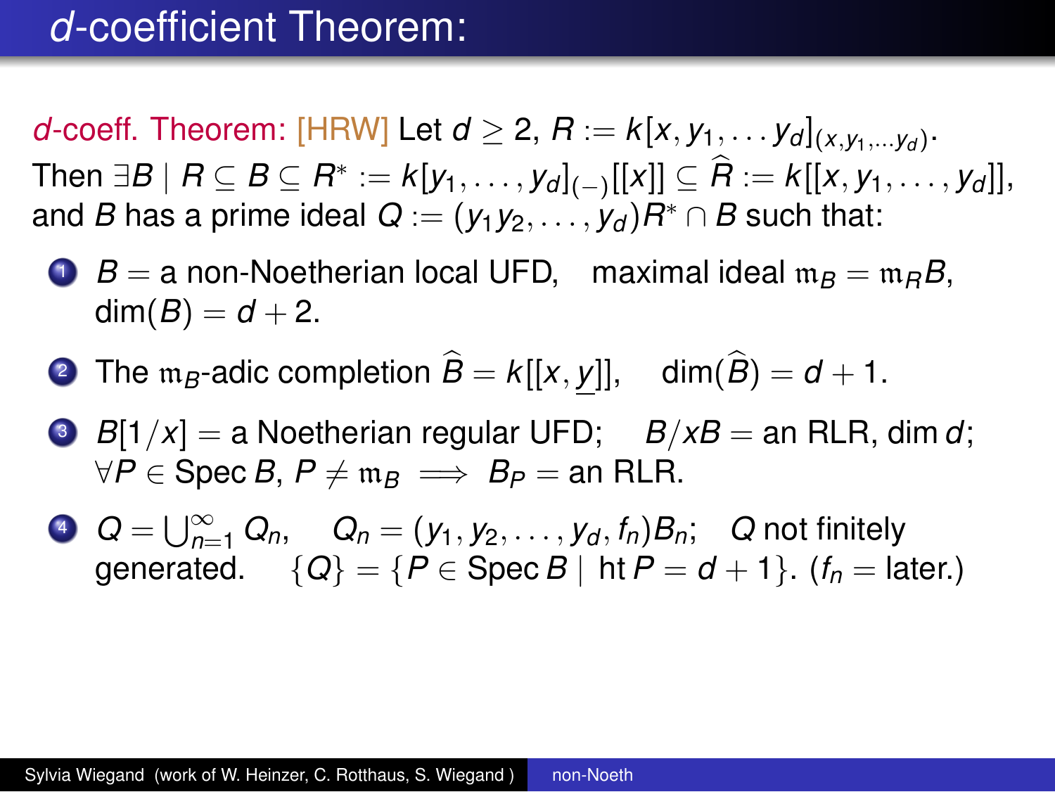# $d$-coefficient Theorem:

*$d$-coeff. Theorem:* [HRW] Let $d \geq 2$, $R := k[x, y_1, \ldots y_d]_{(x, y_1, \ldots y_d)}$.
Then $\exists B \mid R \subseteq B \subseteq R^* := k[y_1, \ldots, y_d]_{(-)}[[x]] \subseteq \widehat{R} := k[[x, y_1, \ldots, y_d]]$, and $B$ has a prime ideal $Q := (y_1 y_2, \ldots, y_d)R^* \cap B$ such that:

1. $B =$ a non-Noetherian local UFD, maximal ideal $\mathfrak{m}_B = \mathfrak{m}_R B$, $\dim(B) = d + 2$.
2. The $\mathfrak{m}_B$-adic completion $\widehat{B} = k[[x, \underline{y}]]$, $\dim(\widehat{B}) = d + 1$.
3. $B[1/x] =$ a Noetherian regular UFD; $B/xB =$ an RLR, $\dim d$; $\forall P \in \operatorname{Spec} B$, $P \neq \mathfrak{m}_B \implies B_P =$ an RLR.
4. $Q = \bigcup_{n=1}^{\infty} Q_n$, $Q_n = (y_1, y_2, \ldots, y_d, f_n)B_n$; $Q$ not finitely generated. $\{Q\} = \{P \in \operatorname{Spec} B \mid \operatorname{ht} P = d + 1\}$. ($f_n =$ later.)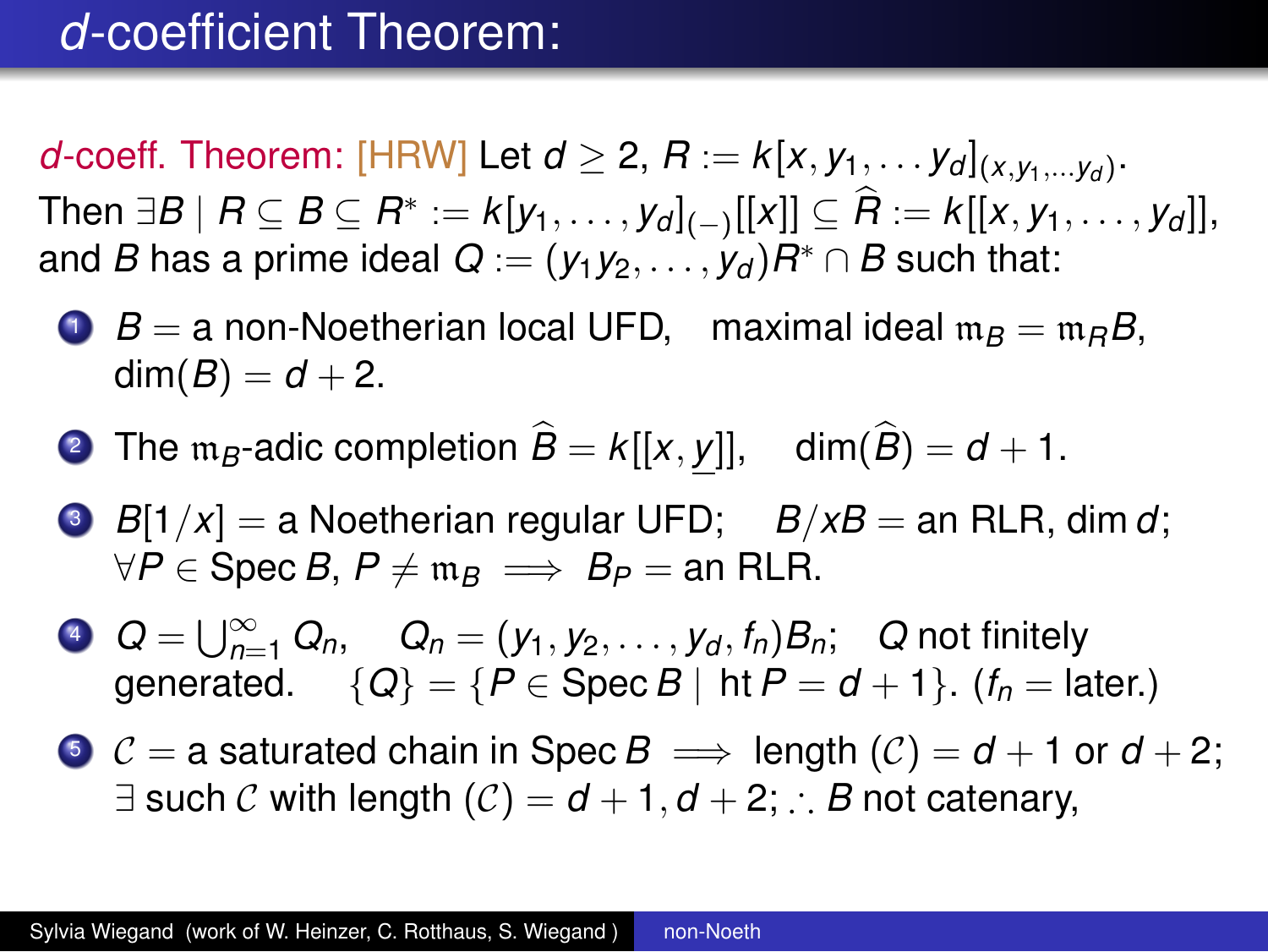# $d$-coefficient Theorem:

$d$-coeff. Theorem: [HRW] Let $d \geq 2$, $R := k[x, y_1, \ldots y_d]_{(x,y_1,\ldots y_d)}$.
Then $\exists B \mid R \subseteq B \subseteq R^* := k[y_1, \ldots, y_d]_{(-)}[[x]] \subseteq \widehat{R} := k[[x, y_1, \ldots, y_d]]$, and $B$ has a prime ideal $Q := (y_1 y_2, \ldots, y_d)R^* \cap B$ such that:

1. $B =$ a non-Noetherian local UFD, maximal ideal $\mathfrak{m}_B = \mathfrak{m}_R B$, $\dim(B) = d + 2$.
2. The $\mathfrak{m}_B$-adic completion $\widehat{B} = k[[x, \underline{y}]]$, $\dim(\widehat{B}) = d + 1$.
3. $B[1/x] =$ a Noetherian regular UFD; $B/xB =$ an RLR, dim $d$; $\forall P \in \operatorname{Spec} B$, $P \neq \mathfrak{m}_B \implies B_P =$ an RLR.
4. $Q = \bigcup_{n=1}^{\infty} Q_n$, $Q_n = (y_1, y_2, \ldots, y_d, f_n)B_n$; $Q$ not finitely generated. $\{Q\} = \{P \in \operatorname{Spec} B \mid \operatorname{ht} P = d + 1\}$. ($f_n =$ later.)
5. $\mathcal{C} =$ a saturated chain in $\operatorname{Spec} B \implies$ length $(\mathcal{C}) = d + 1$ or $d + 2$; $\exists$ such $\mathcal{C}$ with length $(\mathcal{C}) = d + 1, d + 2$; $\therefore$ $B$ not catenary,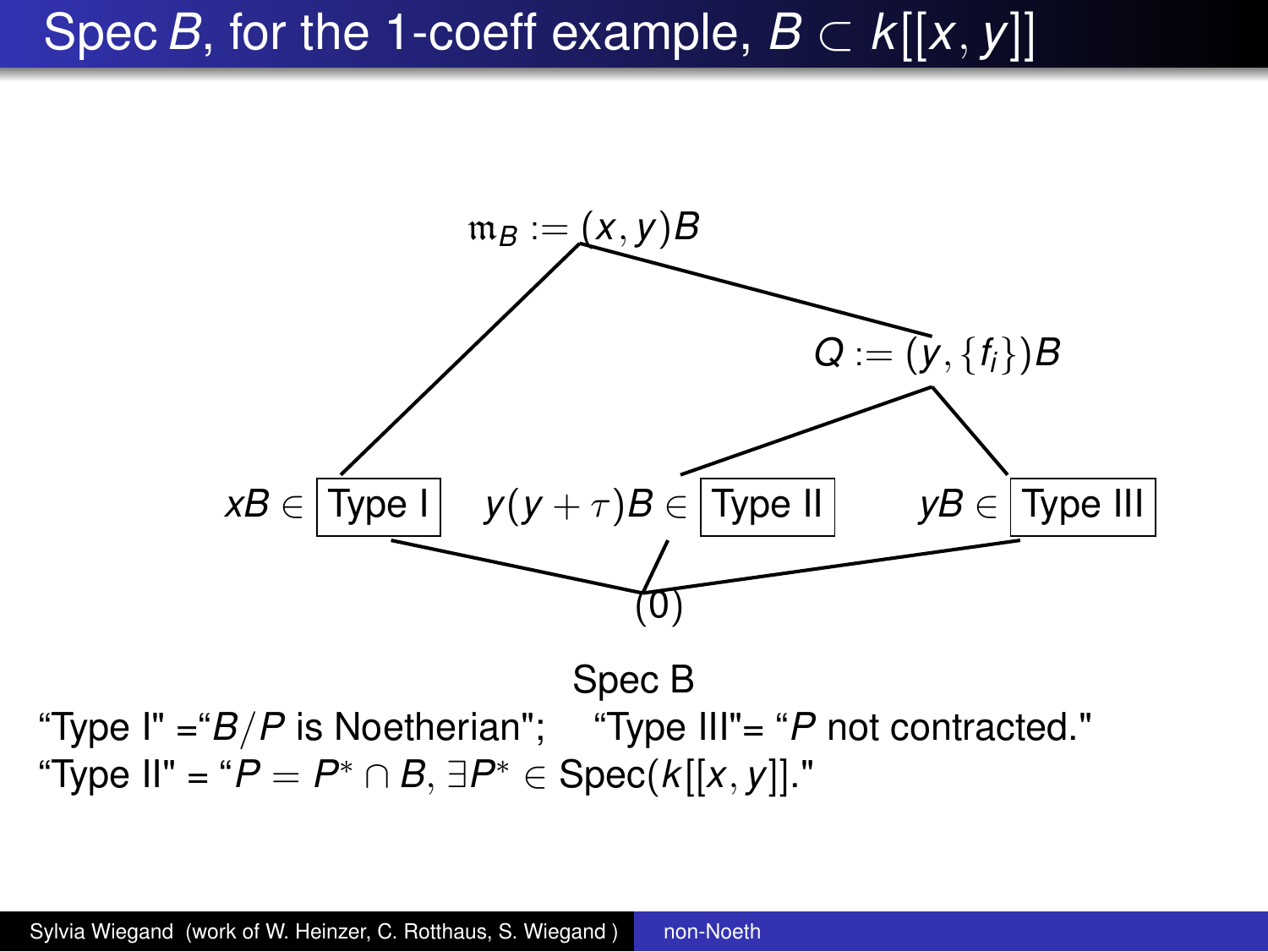# Spec $B$, for the 1-coeff example, $B \subset k[[x,y]]$

$\mathfrak{m}_B := (x,y)B$

$Q := (y, \{f_i\})B$

$xB \in$ Type I $\quad$ $y(y+\tau)B \in$ Type II $\quad$ $yB \in$ Type III

$(0)$

Spec B

"Type I" ="$B/P$ is Noetherian"; "Type III"= "$P$ not contracted."
"Type II" = "$P = P^* \cap B$, $\exists P^* \in$ Spec($k[[x,y]]$."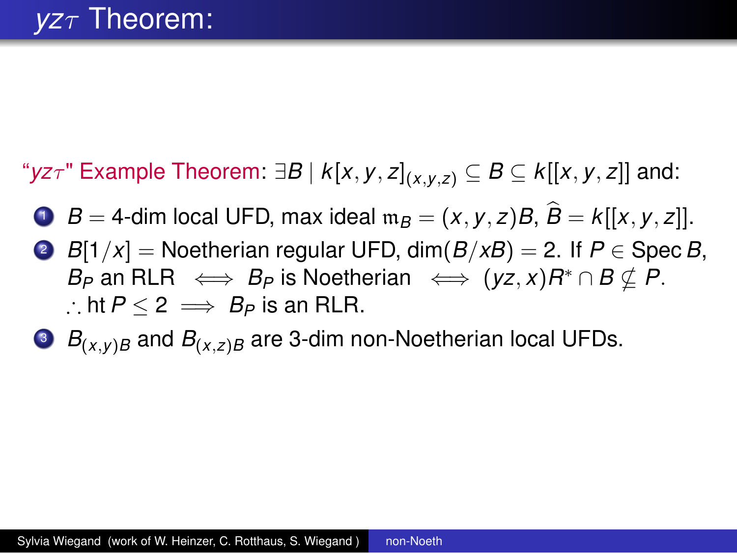# $yz\tau$ Theorem:

"$yz\tau$" Example Theorem: $\exists B \mid k[x,y,z]_{(x,y,z)} \subseteq B \subseteq k[[x,y,z]]$ and:

1. $B =$ 4-dim local UFD, max ideal $\mathfrak{m}_B = (x,y,z)B$, $\widehat{B} = k[[x,y,z]]$.
2. $B[1/x] =$ Noetherian regular UFD, $\dim(B/xB) = 2$. If $P \in \operatorname{Spec} B$, $B_P$ an RLR $\iff$ $B_P$ is Noetherian $\iff$ $(yz,x)R^* \cap B \nsubseteq P$.
   $\therefore$ ht $P \leq 2 \implies B_P$ is an RLR.
3. $B_{(x,y)B}$ and $B_{(x,z)B}$ are 3-dim non-Noetherian local UFDs.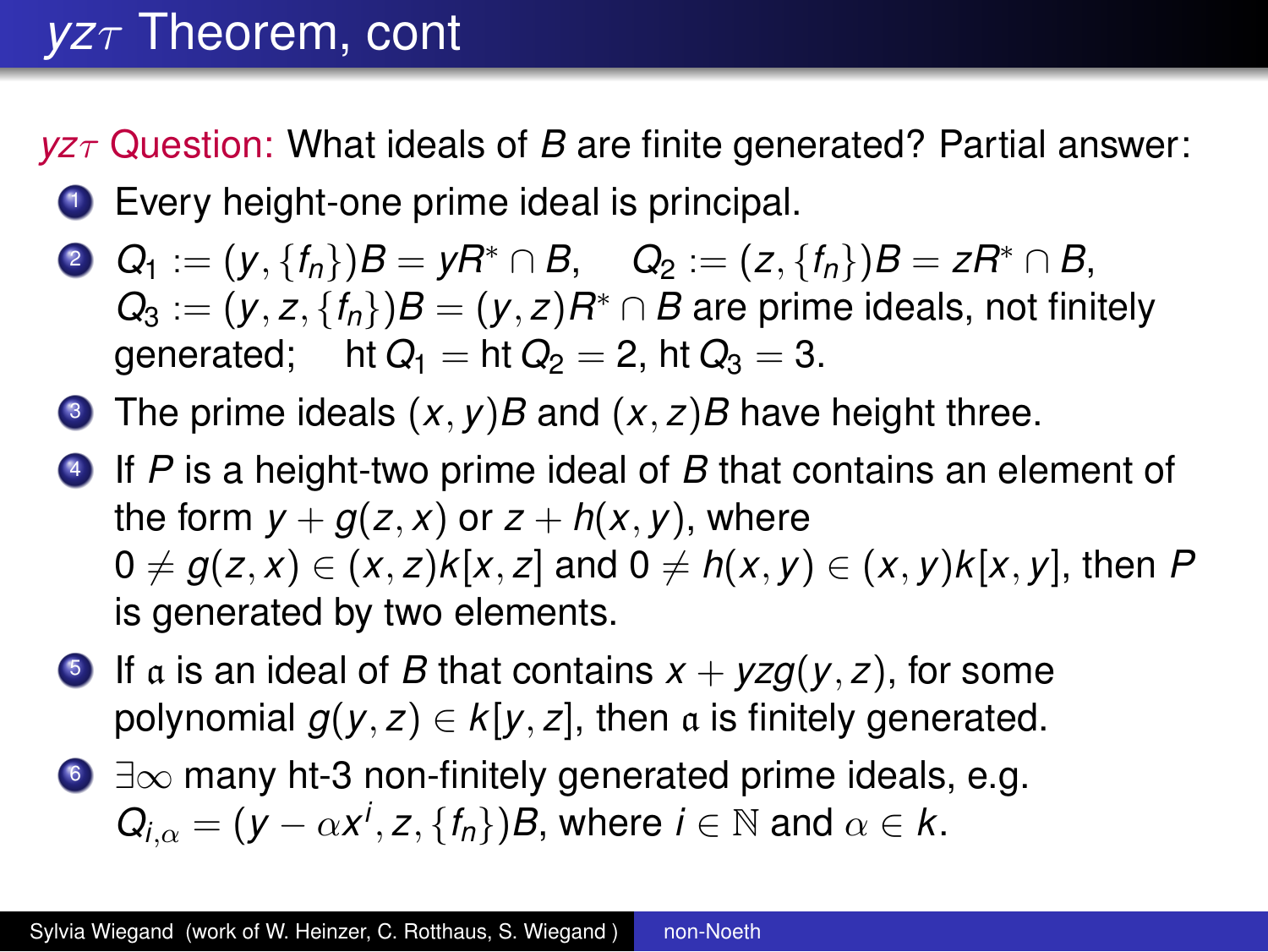# $yz\tau$ Theorem, cont

$yz\tau$ Question: What ideals of $B$ are finite generated? Partial answer:

1. Every height-one prime ideal is principal.
2. $Q_1 := (y, \{f_n\})B = yR^* \cap B$, $\quad Q_2 := (z, \{f_n\})B = zR^* \cap B$, $Q_3 := (y, z, \{f_n\})B = (y, z)R^* \cap B$ are prime ideals, not finitely generated; $\quad \text{ht}\, Q_1 = \text{ht}\, Q_2 = 2$, $\text{ht}\, Q_3 = 3$.
3. The prime ideals $(x, y)B$ and $(x, z)B$ have height three.
4. If $P$ is a height-two prime ideal of $B$ that contains an element of the form $y + g(z, x)$ or $z + h(x, y)$, where $0 \neq g(z, x) \in (x, z)k[x, z]$ and $0 \neq h(x, y) \in (x, y)k[x, y]$, then $P$ is generated by two elements.
5. If $\mathfrak{a}$ is an ideal of $B$ that contains $x + yzg(y, z)$, for some polynomial $g(y, z) \in k[y, z]$, then $\mathfrak{a}$ is finitely generated.
6. $\exists \infty$ many ht-3 non-finitely generated prime ideals, e.g. $Q_{i,\alpha} = (y - \alpha x^i, z, \{f_n\})B$, where $i \in \mathbb{N}$ and $\alpha \in k$.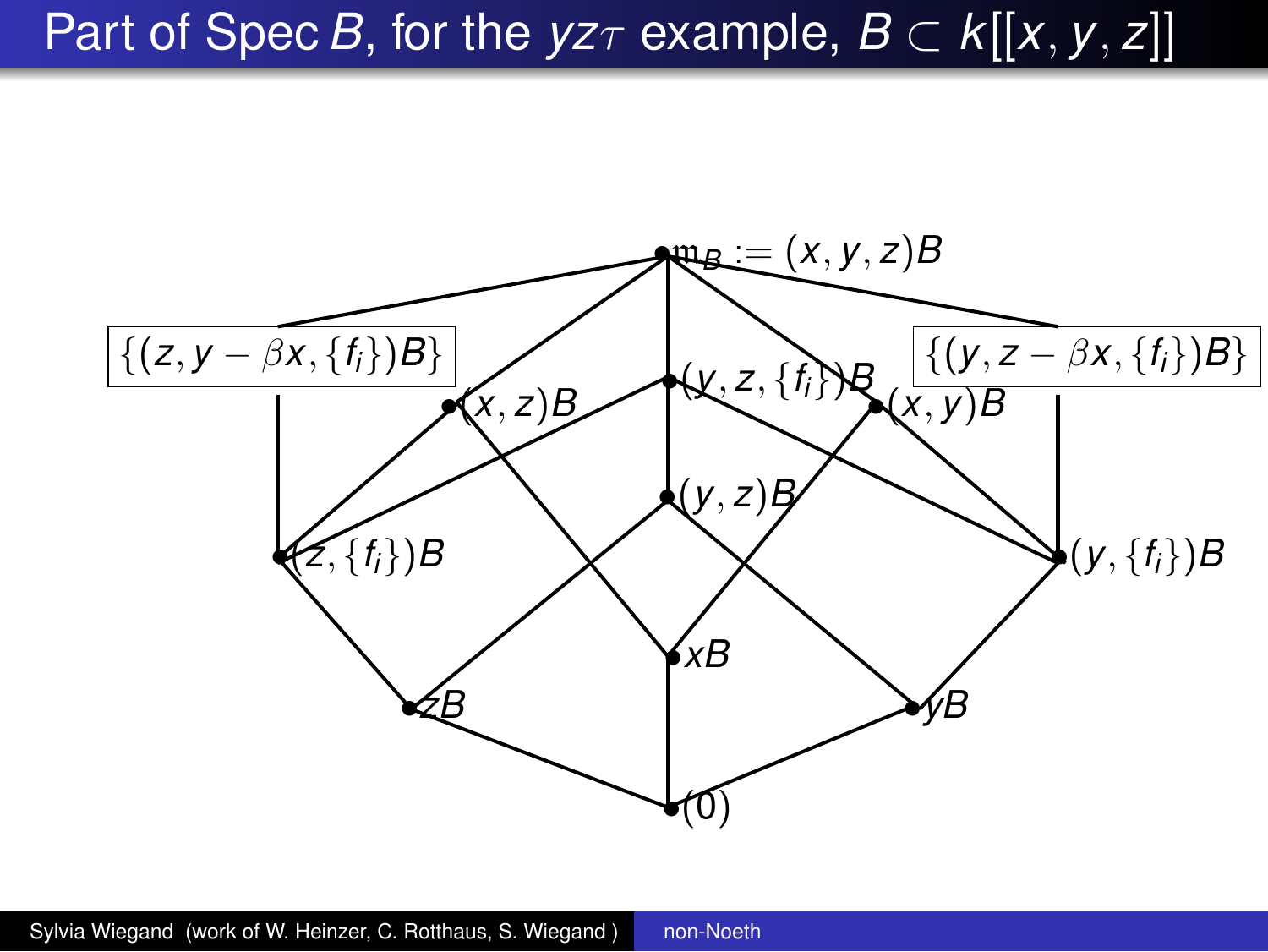# Part of Spec $B$, for the $yz\tau$ example, $B \subset k[[x, y, z]]$

$\mathfrak{m}_B := (x, y, z)B$

$\{(z, y - \beta x, \{f_i\})B\}$

$\{(y, z - \beta x, \{f_i\})B\}$

$(x, z)B$

$(y, z, \{f_i\})B$

$(x, y)B$

$(y, z)B$

$(z, \{f_i\})B$

$(y, \{f_i\})B$

$xB$

$zB$

$yB$

$(0)$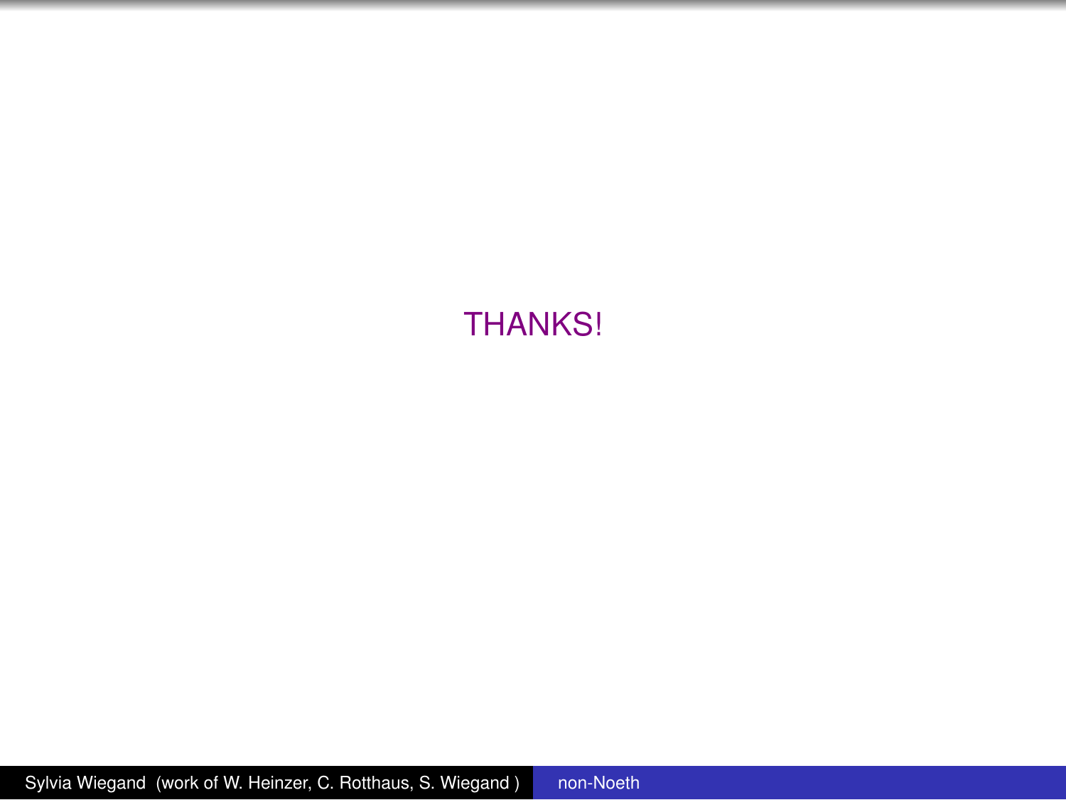THANKS!